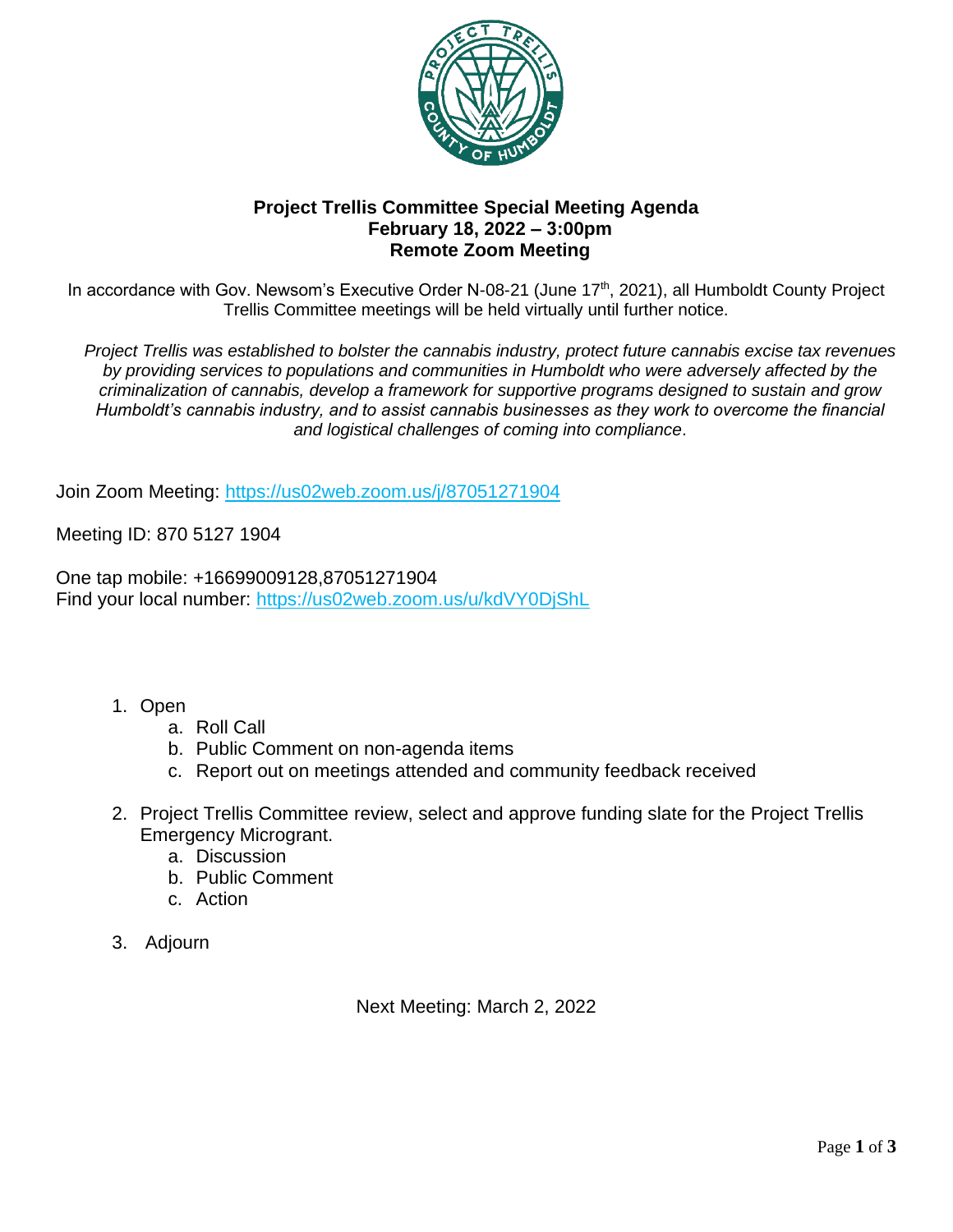# Project Trellis Committee Special Meeting Agenda
## February 18, 2022 – 3:00pm
## Remote Zoom Meeting

In accordance with Gov. Newsom's Executive Order N-08-21 (June 17th, 2021), all Humboldt County Project Trellis Committee meetings will be held virtually until further notice.

*Project Trellis was established to bolster the cannabis industry, protect future cannabis excise tax revenues by providing services to populations and communities in Humboldt who were adversely affected by the criminalization of cannabis, develop a framework for supportive programs designed to sustain and grow Humboldt's cannabis industry, and to assist cannabis businesses as they work to overcome the financial and logistical challenges of coming into compliance*.

Join Zoom Meeting: https://us02web.zoom.us/j/87051271904

Meeting ID: 870 5127 1904

One tap mobile: +16699009128,87051271904
Find your local number: https://us02web.zoom.us/u/kdVY0DjShL

1. Open
   a. Roll Call
   b. Public Comment on non-agenda items
   c. Report out on meetings attended and community feedback received
2. Project Trellis Committee review, select and approve funding slate for the Project Trellis Emergency Microgrant.
   a. Discussion
   b. Public Comment
   c. Action
3. Adjourn

Next Meeting: March 2, 2022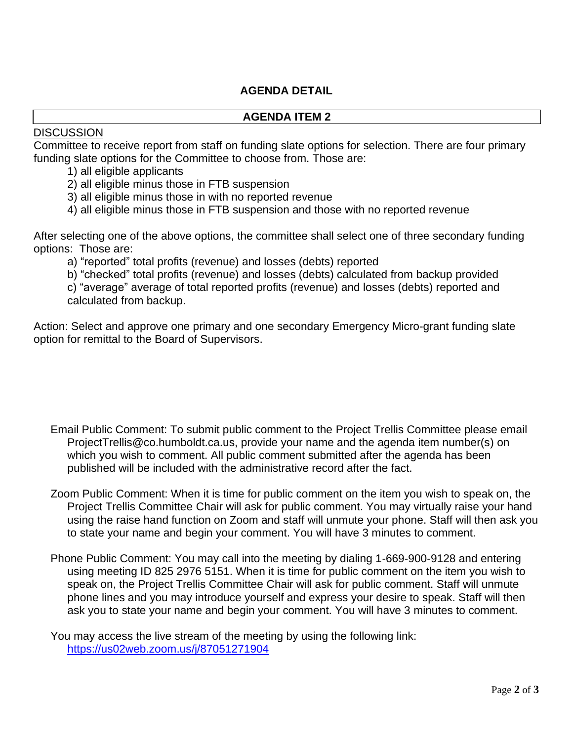## AGENDA DETAIL

### AGENDA ITEM 2

DISCUSSION

Committee to receive report from staff on funding slate options for selection. There are four primary funding slate options for the Committee to choose from. Those are:

1) all eligible applicants
2) all eligible minus those in FTB suspension
3) all eligible minus those in with no reported revenue
4) all eligible minus those in FTB suspension and those with no reported revenue

After selecting one of the above options, the committee shall select one of three secondary funding options: Those are:

a) "reported" total profits (revenue) and losses (debts) reported
b) "checked" total profits (revenue) and losses (debts) calculated from backup provided
c) "average" average of total reported profits (revenue) and losses (debts) reported and calculated from backup.

Action: Select and approve one primary and one secondary Emergency Micro-grant funding slate option for remittal to the Board of Supervisors.

Email Public Comment: To submit public comment to the Project Trellis Committee please email ProjectTrellis@co.humboldt.ca.us, provide your name and the agenda item number(s) on which you wish to comment. All public comment submitted after the agenda has been published will be included with the administrative record after the fact.

Zoom Public Comment: When it is time for public comment on the item you wish to speak on, the Project Trellis Committee Chair will ask for public comment. You may virtually raise your hand using the raise hand function on Zoom and staff will unmute your phone. Staff will then ask you to state your name and begin your comment. You will have 3 minutes to comment.

Phone Public Comment: You may call into the meeting by dialing 1-669-900-9128 and entering using meeting ID 825 2976 5151. When it is time for public comment on the item you wish to speak on, the Project Trellis Committee Chair will ask for public comment. Staff will unmute phone lines and you may introduce yourself and express your desire to speak. Staff will then ask you to state your name and begin your comment. You will have 3 minutes to comment.

You may access the live stream of the meeting by using the following link: https://us02web.zoom.us/j/87051271904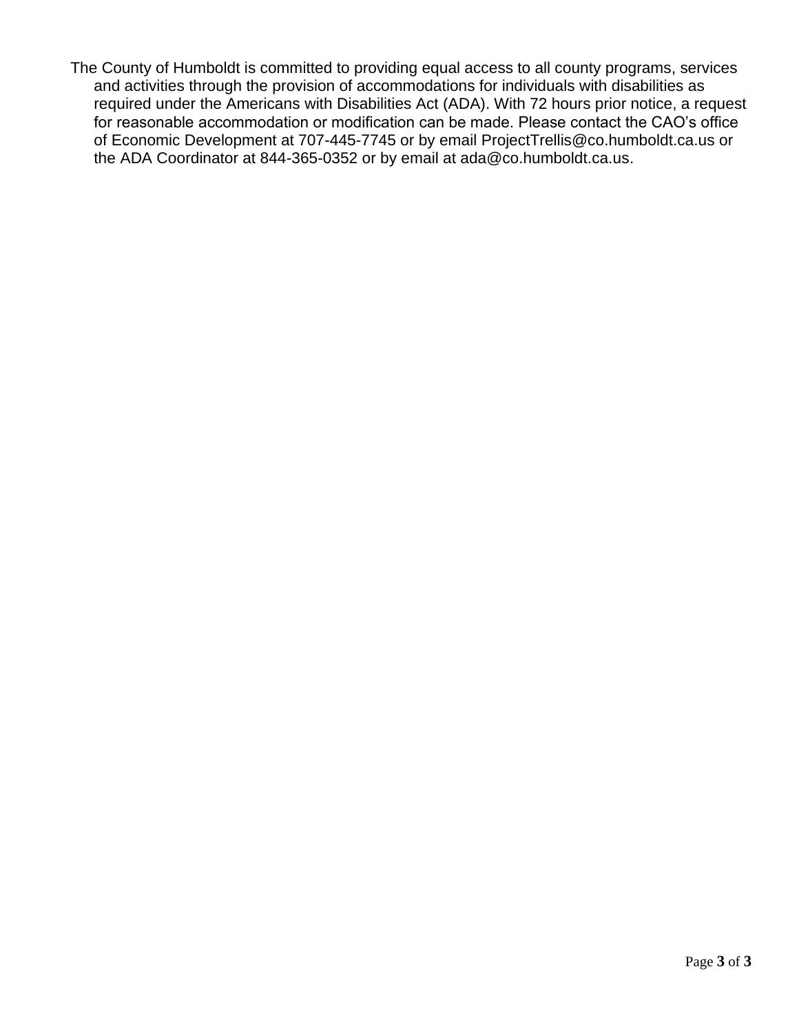The County of Humboldt is committed to providing equal access to all county programs, services and activities through the provision of accommodations for individuals with disabilities as required under the Americans with Disabilities Act (ADA). With 72 hours prior notice, a request for reasonable accommodation or modification can be made. Please contact the CAO's office of Economic Development at 707-445-7745 or by email ProjectTrellis@co.humboldt.ca.us or the ADA Coordinator at 844-365-0352 or by email at ada@co.humboldt.ca.us.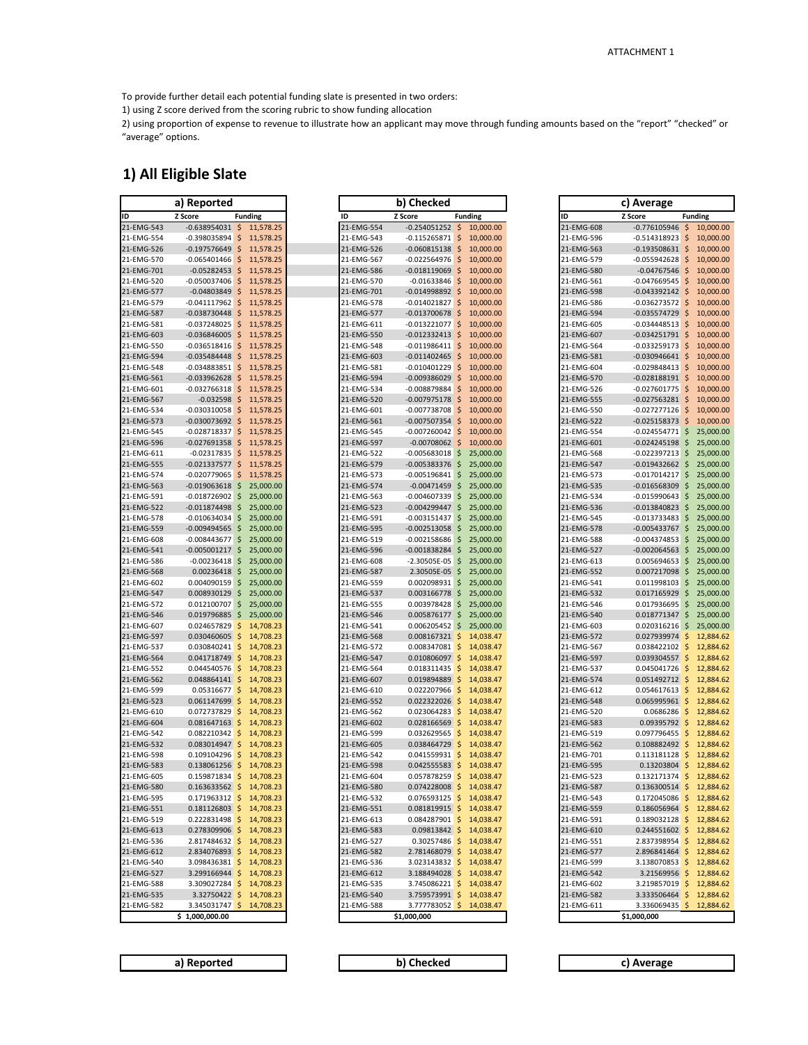ATTACHMENT 1

To provide further detail each potential funding slate is presented in two orders:

1) using Z score derived from the scoring rubric to show funding allocation
2) using proportion of expense to revenue to illustrate how an applicant may move through funding amounts based on the "report" "checked" or "average" options.

## 1) All Eligible Slate

### a) Reported

| ID | Z Score | Funding |
|---|---|---|
| 21-EMG-543 | -0.638954031 | $ 11,578.25 |
| 21-EMG-554 | -0.398035894 | $ 11,578.25 |
| 21-EMG-526 | -0.197576649 | $ 11,578.25 |
| 21-EMG-570 | -0.065401466 | $ 11,578.25 |
| 21-EMG-701 | -0.05282453 | $ 11,578.25 |
| 21-EMG-520 | -0.050037406 | $ 11,578.25 |
| 21-EMG-577 | -0.04803849 | $ 11,578.25 |
| 21-EMG-579 | -0.041117962 | $ 11,578.25 |
| 21-EMG-587 | -0.038730448 | $ 11,578.25 |
| 21-EMG-581 | -0.037248025 | $ 11,578.25 |
| 21-EMG-603 | -0.036846005 | $ 11,578.25 |
| 21-EMG-550 | -0.036518416 | $ 11,578.25 |
| 21-EMG-594 | -0.035484448 | $ 11,578.25 |
| 21-EMG-548 | -0.034883851 | $ 11,578.25 |
| 21-EMG-561 | -0.033962628 | $ 11,578.25 |
| 21-EMG-601 | -0.032766318 | $ 11,578.25 |
| 21-EMG-567 | -0.032598 | $ 11,578.25 |
| 21-EMG-534 | -0.030310058 | $ 11,578.25 |
| 21-EMG-573 | -0.030073692 | $ 11,578.25 |
| 21-EMG-545 | -0.028718337 | $ 11,578.25 |
| 21-EMG-596 | -0.027691358 | $ 11,578.25 |
| 21-EMG-611 | -0.02317835 | $ 11,578.25 |
| 21-EMG-555 | -0.021337577 | $ 11,578.25 |
| 21-EMG-574 | -0.020779065 | $ 11,578.25 |
| 21-EMG-563 | -0.019063618 | $ 25,000.00 |
| 21-EMG-591 | -0.018726902 | $ 25,000.00 |
| 21-EMG-522 | -0.011874498 | $ 25,000.00 |
| 21-EMG-578 | -0.010634034 | $ 25,000.00 |
| 21-EMG-559 | -0.009494565 | $ 25,000.00 |
| 21-EMG-608 | -0.008443677 | $ 25,000.00 |
| 21-EMG-541 | -0.005001217 | $ 25,000.00 |
| 21-EMG-586 | -0.00236418 | $ 25,000.00 |
| 21-EMG-568 | 0.00236418 | $ 25,000.00 |
| 21-EMG-602 | 0.004090159 | $ 25,000.00 |
| 21-EMG-547 | 0.008930129 | $ 25,000.00 |
| 21-EMG-572 | 0.012100707 | $ 25,000.00 |
| 21-EMG-546 | 0.019796885 | $ 25,000.00 |
| 21-EMG-607 | 0.024657829 | $ 14,708.23 |
| 21-EMG-597 | 0.030460605 | $ 14,708.23 |
| 21-EMG-537 | 0.030840241 | $ 14,708.23 |
| 21-EMG-564 | 0.041718749 | $ 14,708.23 |
| 21-EMG-552 | 0.044540576 | $ 14,708.23 |
| 21-EMG-562 | 0.048864141 | $ 14,708.23 |
| 21-EMG-599 | 0.05316677 | $ 14,708.23 |
| 21-EMG-523 | 0.061147699 | $ 14,708.23 |
| 21-EMG-610 | 0.072737829 | $ 14,708.23 |
| 21-EMG-604 | 0.081647163 | $ 14,708.23 |
| 21-EMG-542 | 0.082210342 | $ 14,708.23 |
| 21-EMG-532 | 0.083014947 | $ 14,708.23 |
| 21-EMG-598 | 0.109104296 | $ 14,708.23 |
| 21-EMG-583 | 0.138061256 | $ 14,708.23 |
| 21-EMG-605 | 0.159871834 | $ 14,708.23 |
| 21-EMG-580 | 0.163633562 | $ 14,708.23 |
| 21-EMG-595 | 0.171963312 | $ 14,708.23 |
| 21-EMG-551 | 0.181126803 | $ 14,708.23 |
| 21-EMG-519 | 0.222831498 | $ 14,708.23 |
| 21-EMG-613 | 0.278309906 | $ 14,708.23 |
| 21-EMG-536 | 2.817484632 | $ 14,708.23 |
| 21-EMG-612 | 2.834076893 | $ 14,708.23 |
| 21-EMG-540 | 3.098436381 | $ 14,708.23 |
| 21-EMG-527 | 3.299166944 | $ 14,708.23 |
| 21-EMG-588 | 3.309027284 | $ 14,708.23 |
| 21-EMG-535 | 3.32750422 | $ 14,708.23 |
| 21-EMG-582 | 3.345031747 | $ 14,708.23 |
| | | $ 1,000,000.00 |

### b) Checked

| ID | Z Score | Funding |
|---|---|---|
| 21-EMG-554 | -0.254051252 | $ 10,000.00 |
| 21-EMG-543 | -0.115265871 | $ 10,000.00 |
| 21-EMG-526 | -0.060815138 | $ 10,000.00 |
| 21-EMG-567 | -0.022564976 | $ 10,000.00 |
| 21-EMG-586 | -0.018119069 | $ 10,000.00 |
| 21-EMG-570 | -0.01633846 | $ 10,000.00 |
| 21-EMG-701 | -0.014998892 | $ 10,000.00 |
| 21-EMG-578 | -0.014021827 | $ 10,000.00 |
| 21-EMG-577 | -0.013700678 | $ 10,000.00 |
| 21-EMG-611 | -0.013221077 | $ 10,000.00 |
| 21-EMG-550 | -0.012332413 | $ 10,000.00 |
| 21-EMG-548 | -0.011986411 | $ 10,000.00 |
| 21-EMG-603 | -0.011402465 | $ 10,000.00 |
| 21-EMG-581 | -0.010401229 | $ 10,000.00 |
| 21-EMG-594 | -0.009386029 | $ 10,000.00 |
| 21-EMG-534 | -0.008879884 | $ 10,000.00 |
| 21-EMG-520 | -0.007975178 | $ 10,000.00 |
| 21-EMG-601 | -0.007738708 | $ 10,000.00 |
| 21-EMG-561 | -0.007507354 | $ 10,000.00 |
| 21-EMG-545 | -0.007260042 | $ 10,000.00 |
| 21-EMG-597 | -0.00708062 | $ 10,000.00 |
| 21-EMG-522 | -0.005683018 | $ 25,000.00 |
| 21-EMG-579 | -0.005383376 | $ 25,000.00 |
| 21-EMG-573 | -0.005196841 | $ 25,000.00 |
| 21-EMG-574 | -0.00471459 | $ 25,000.00 |
| 21-EMG-563 | -0.004607339 | $ 25,000.00 |
| 21-EMG-523 | -0.004299447 | $ 25,000.00 |
| 21-EMG-591 | -0.003151437 | $ 25,000.00 |
| 21-EMG-595 | -0.002513058 | $ 25,000.00 |
| 21-EMG-519 | -0.002158686 | $ 25,000.00 |
| 21-EMG-596 | -0.001838284 | $ 25,000.00 |
| 21-EMG-608 | -2.30505E-05 | $ 25,000.00 |
| 21-EMG-587 | 2.30505E-05 | $ 25,000.00 |
| 21-EMG-559 | 0.002098931 | $ 25,000.00 |
| 21-EMG-537 | 0.003166778 | $ 25,000.00 |
| 21-EMG-555 | 0.003978428 | $ 25,000.00 |
| 21-EMG-546 | 0.005876177 | $ 25,000.00 |
| 21-EMG-541 | 0.006205452 | $ 25,000.00 |
| 21-EMG-568 | 0.008167321 | $ 14,038.47 |
| 21-EMG-572 | 0.008347081 | $ 14,038.47 |
| 21-EMG-547 | 0.010806097 | $ 14,038.47 |
| 21-EMG-564 | 0.018311435 | $ 14,038.47 |
| 21-EMG-607 | 0.019894889 | $ 14,038.47 |
| 21-EMG-610 | 0.022207966 | $ 14,038.47 |
| 21-EMG-552 | 0.022322026 | $ 14,038.47 |
| 21-EMG-562 | 0.023064283 | $ 14,038.47 |
| 21-EMG-602 | 0.028166569 | $ 14,038.47 |
| 21-EMG-599 | 0.032629565 | $ 14,038.47 |
| 21-EMG-605 | 0.038464729 | $ 14,038.47 |
| 21-EMG-542 | 0.041559931 | $ 14,038.47 |
| 21-EMG-598 | 0.042555583 | $ 14,038.47 |
| 21-EMG-604 | 0.057878259 | $ 14,038.47 |
| 21-EMG-580 | 0.074228008 | $ 14,038.47 |
| 21-EMG-532 | 0.076593125 | $ 14,038.47 |
| 21-EMG-551 | 0.081819915 | $ 14,038.47 |
| 21-EMG-613 | 0.084287901 | $ 14,038.47 |
| 21-EMG-583 | 0.09813842 | $ 14,038.47 |
| 21-EMG-527 | 0.30257486 | $ 14,038.47 |
| 21-EMG-582 | 2.781468079 | $ 14,038.47 |
| 21-EMG-536 | 3.023143832 | $ 14,038.47 |
| 21-EMG-612 | 3.188494028 | $ 14,038.47 |
| 21-EMG-535 | 3.745086221 | $ 14,038.47 |
| 21-EMG-540 | 3.759573991 | $ 14,038.47 |
| 21-EMG-588 | 3.777783052 | $ 14,038.47 |
| | | $1,000,000 |

### c) Average

| ID | Z Score | Funding |
|---|---|---|
| 21-EMG-608 | -0.776105946 | $ 10,000.00 |
| 21-EMG-596 | -0.514318923 | $ 10,000.00 |
| 21-EMG-563 | -0.193508631 | $ 10,000.00 |
| 21-EMG-579 | -0.055942628 | $ 10,000.00 |
| 21-EMG-580 | -0.04767546 | $ 10,000.00 |
| 21-EMG-561 | -0.047669545 | $ 10,000.00 |
| 21-EMG-598 | -0.043392142 | $ 10,000.00 |
| 21-EMG-586 | -0.036273572 | $ 10,000.00 |
| 21-EMG-594 | -0.035574729 | $ 10,000.00 |
| 21-EMG-605 | -0.034448513 | $ 10,000.00 |
| 21-EMG-607 | -0.034251791 | $ 10,000.00 |
| 21-EMG-564 | -0.033259173 | $ 10,000.00 |
| 21-EMG-581 | -0.030946641 | $ 10,000.00 |
| 21-EMG-604 | -0.029848413 | $ 10,000.00 |
| 21-EMG-570 | -0.028188191 | $ 10,000.00 |
| 21-EMG-526 | -0.027601775 | $ 10,000.00 |
| 21-EMG-555 | -0.027563281 | $ 10,000.00 |
| 21-EMG-550 | -0.027277126 | $ 10,000.00 |
| 21-EMG-522 | -0.025158373 | $ 10,000.00 |
| 21-EMG-554 | -0.024554771 | $ 25,000.00 |
| 21-EMG-601 | -0.024245198 | $ 25,000.00 |
| 21-EMG-568 | -0.022397213 | $ 25,000.00 |
| 21-EMG-547 | -0.019432662 | $ 25,000.00 |
| 21-EMG-573 | -0.017014217 | $ 25,000.00 |
| 21-EMG-535 | -0.016568309 | $ 25,000.00 |
| 21-EMG-534 | -0.015990643 | $ 25,000.00 |
| 21-EMG-536 | -0.013840823 | $ 25,000.00 |
| 21-EMG-545 | -0.013733483 | $ 25,000.00 |
| 21-EMG-578 | -0.005433767 | $ 25,000.00 |
| 21-EMG-588 | -0.004374853 | $ 25,000.00 |
| 21-EMG-527 | -0.002064563 | $ 25,000.00 |
| 21-EMG-613 | 0.005694653 | $ 25,000.00 |
| 21-EMG-552 | 0.007217098 | $ 25,000.00 |
| 21-EMG-541 | 0.011998103 | $ 25,000.00 |
| 21-EMG-532 | 0.017165929 | $ 25,000.00 |
| 21-EMG-546 | 0.017936695 | $ 25,000.00 |
| 21-EMG-540 | 0.018771347 | $ 25,000.00 |
| 21-EMG-603 | 0.020316216 | $ 25,000.00 |
| 21-EMG-572 | 0.027939974 | $ 12,884.62 |
| 21-EMG-567 | 0.038422102 | $ 12,884.62 |
| 21-EMG-597 | 0.039304557 | $ 12,884.62 |
| 21-EMG-537 | 0.045041726 | $ 12,884.62 |
| 21-EMG-574 | 0.051492712 | $ 12,884.62 |
| 21-EMG-612 | 0.054617613 | $ 12,884.62 |
| 21-EMG-548 | 0.065995961 | $ 12,884.62 |
| 21-EMG-520 | 0.0686286 | $ 12,884.62 |
| 21-EMG-583 | 0.09395792 | $ 12,884.62 |
| 21-EMG-519 | 0.097796455 | $ 12,884.62 |
| 21-EMG-562 | 0.108882492 | $ 12,884.62 |
| 21-EMG-701 | 0.113181128 | $ 12,884.62 |
| 21-EMG-595 | 0.13203804 | $ 12,884.62 |
| 21-EMG-523 | 0.132171374 | $ 12,884.62 |
| 21-EMG-587 | 0.136300514 | $ 12,884.62 |
| 21-EMG-543 | 0.172045086 | $ 12,884.62 |
| 21-EMG-559 | 0.186056964 | $ 12,884.62 |
| 21-EMG-591 | 0.189032128 | $ 12,884.62 |
| 21-EMG-610 | 0.244551602 | $ 12,884.62 |
| 21-EMG-551 | 2.837398954 | $ 12,884.62 |
| 21-EMG-577 | 2.896841464 | $ 12,884.62 |
| 21-EMG-599 | 3.138070853 | $ 12,884.62 |
| 21-EMG-542 | 3.21569956 | $ 12,884.62 |
| 21-EMG-602 | 3.219857019 | $ 12,884.62 |
| 21-EMG-582 | 3.333506464 | $ 12,884.62 |
| 21-EMG-611 | 3.336069435 | $ 12,884.62 |
| | | $1,000,000 |

| a) Reported | b) Checked | c) Average |
|---|---|---|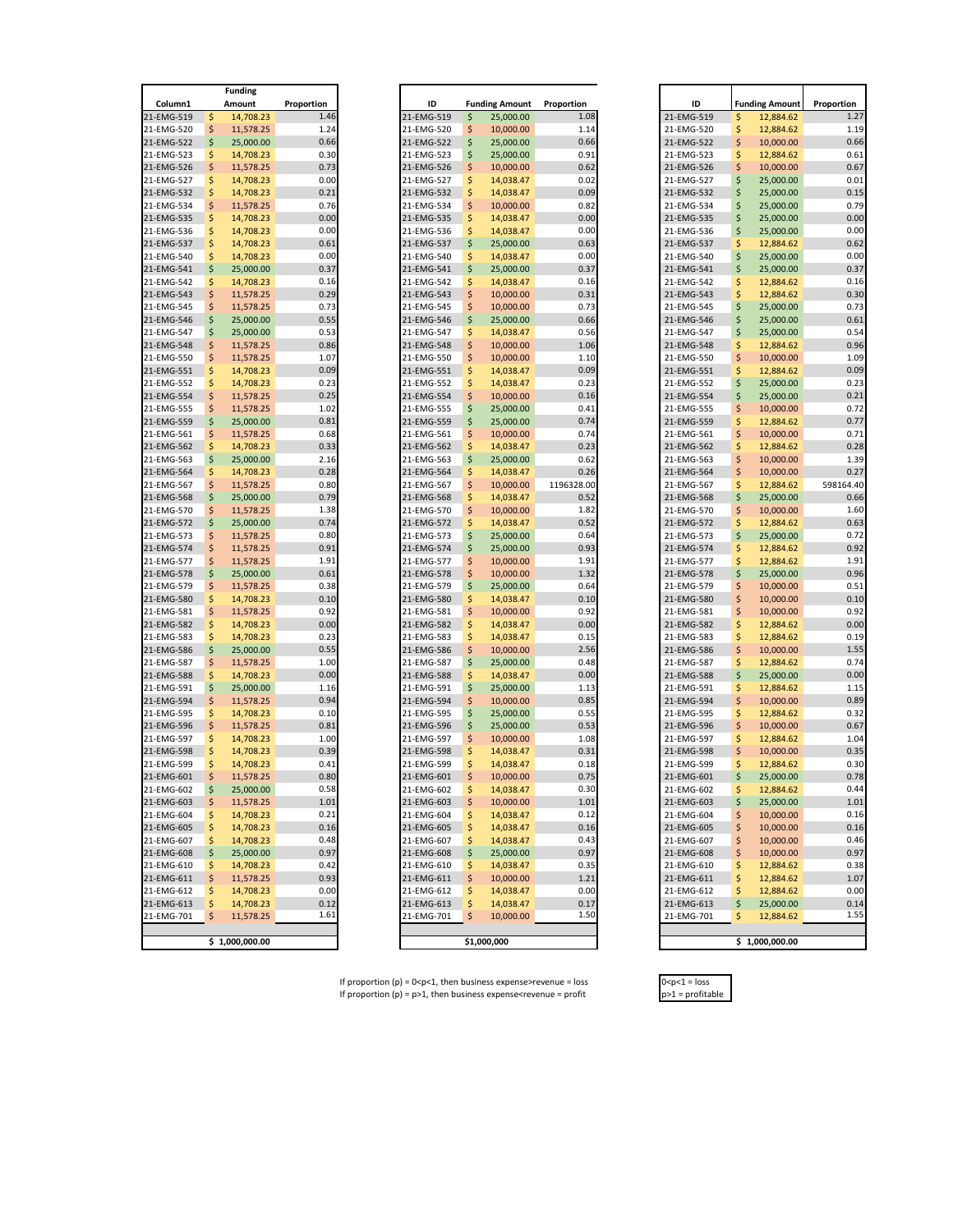| Column1 | Funding Amount | Proportion |
|---|---|---|
| 21-EMG-519 | $ 14,708.23 | 1.46 |
| 21-EMG-520 | $ 11,578.25 | 1.24 |
| 21-EMG-522 | $ 25,000.00 | 0.66 |
| 21-EMG-523 | $ 14,708.23 | 0.30 |
| 21-EMG-526 | $ 11,578.25 | 0.73 |
| 21-EMG-527 | $ 14,708.23 | 0.00 |
| 21-EMG-532 | $ 14,708.23 | 0.21 |
| 21-EMG-534 | $ 11,578.25 | 0.76 |
| 21-EMG-535 | $ 14,708.23 | 0.00 |
| 21-EMG-536 | $ 14,708.23 | 0.00 |
| 21-EMG-537 | $ 14,708.23 | 0.61 |
| 21-EMG-540 | $ 14,708.23 | 0.00 |
| 21-EMG-541 | $ 25,000.00 | 0.37 |
| 21-EMG-542 | $ 14,708.23 | 0.16 |
| 21-EMG-543 | $ 11,578.25 | 0.29 |
| 21-EMG-545 | $ 11,578.25 | 0.73 |
| 21-EMG-546 | $ 25,000.00 | 0.55 |
| 21-EMG-547 | $ 25,000.00 | 0.53 |
| 21-EMG-548 | $ 11,578.25 | 0.86 |
| 21-EMG-550 | $ 11,578.25 | 1.07 |
| 21-EMG-551 | $ 14,708.23 | 0.09 |
| 21-EMG-552 | $ 14,708.23 | 0.23 |
| 21-EMG-554 | $ 11,578.25 | 0.25 |
| 21-EMG-555 | $ 11,578.25 | 1.02 |
| 21-EMG-559 | $ 25,000.00 | 0.81 |
| 21-EMG-561 | $ 11,578.25 | 0.68 |
| 21-EMG-562 | $ 14,708.23 | 0.33 |
| 21-EMG-563 | $ 25,000.00 | 2.16 |
| 21-EMG-564 | $ 14,708.23 | 0.28 |
| 21-EMG-567 | $ 11,578.25 | 0.80 |
| 21-EMG-568 | $ 25,000.00 | 0.79 |
| 21-EMG-570 | $ 11,578.25 | 1.38 |
| 21-EMG-572 | $ 25,000.00 | 0.74 |
| 21-EMG-573 | $ 11,578.25 | 0.80 |
| 21-EMG-574 | $ 11,578.25 | 0.91 |
| 21-EMG-577 | $ 11,578.25 | 1.91 |
| 21-EMG-578 | $ 25,000.00 | 0.61 |
| 21-EMG-579 | $ 11,578.25 | 0.38 |
| 21-EMG-580 | $ 14,708.23 | 0.10 |
| 21-EMG-581 | $ 11,578.25 | 0.92 |
| 21-EMG-582 | $ 14,708.23 | 0.00 |
| 21-EMG-583 | $ 14,708.23 | 0.23 |
| 21-EMG-586 | $ 25,000.00 | 0.55 |
| 21-EMG-587 | $ 11,578.25 | 1.00 |
| 21-EMG-588 | $ 14,708.23 | 0.00 |
| 21-EMG-591 | $ 25,000.00 | 1.16 |
| 21-EMG-594 | $ 11,578.25 | 0.94 |
| 21-EMG-595 | $ 14,708.23 | 0.10 |
| 21-EMG-596 | $ 11,578.25 | 0.81 |
| 21-EMG-597 | $ 14,708.23 | 1.00 |
| 21-EMG-598 | $ 14,708.23 | 0.39 |
| 21-EMG-599 | $ 14,708.23 | 0.41 |
| 21-EMG-601 | $ 11,578.25 | 0.80 |
| 21-EMG-602 | $ 25,000.00 | 0.58 |
| 21-EMG-603 | $ 11,578.25 | 1.01 |
| 21-EMG-604 | $ 14,708.23 | 0.21 |
| 21-EMG-605 | $ 14,708.23 | 0.16 |
| 21-EMG-607 | $ 14,708.23 | 0.48 |
| 21-EMG-608 | $ 25,000.00 | 0.97 |
| 21-EMG-610 | $ 14,708.23 | 0.42 |
| 21-EMG-611 | $ 11,578.25 | 0.93 |
| 21-EMG-612 | $ 14,708.23 | 0.00 |
| 21-EMG-613 | $ 14,708.23 | 0.12 |
| 21-EMG-701 | $ 11,578.25 | 1.61 |
| | | |
| | $ 1,000,000.00 | |

| ID | Funding Amount | Proportion |
|---|---|---|
| 21-EMG-519 | $ 25,000.00 | 1.08 |
| 21-EMG-520 | $ 10,000.00 | 1.14 |
| 21-EMG-522 | $ 25,000.00 | 0.66 |
| 21-EMG-523 | $ 25,000.00 | 0.91 |
| 21-EMG-526 | $ 10,000.00 | 0.62 |
| 21-EMG-527 | $ 14,038.47 | 0.02 |
| 21-EMG-532 | $ 14,038.47 | 0.09 |
| 21-EMG-534 | $ 10,000.00 | 0.82 |
| 21-EMG-535 | $ 14,038.47 | 0.00 |
| 21-EMG-536 | $ 14,038.47 | 0.00 |
| 21-EMG-537 | $ 25,000.00 | 0.63 |
| 21-EMG-540 | $ 14,038.47 | 0.00 |
| 21-EMG-541 | $ 25,000.00 | 0.37 |
| 21-EMG-542 | $ 14,038.47 | 0.16 |
| 21-EMG-543 | $ 10,000.00 | 0.31 |
| 21-EMG-545 | $ 10,000.00 | 0.73 |
| 21-EMG-546 | $ 25,000.00 | 0.66 |
| 21-EMG-547 | $ 14,038.47 | 0.56 |
| 21-EMG-548 | $ 10,000.00 | 1.06 |
| 21-EMG-550 | $ 10,000.00 | 1.10 |
| 21-EMG-551 | $ 14,038.47 | 0.09 |
| 21-EMG-552 | $ 14,038.47 | 0.23 |
| 21-EMG-554 | $ 10,000.00 | 0.16 |
| 21-EMG-555 | $ 25,000.00 | 0.41 |
| 21-EMG-559 | $ 25,000.00 | 0.74 |
| 21-EMG-561 | $ 10,000.00 | 0.74 |
| 21-EMG-562 | $ 14,038.47 | 0.23 |
| 21-EMG-563 | $ 25,000.00 | 0.62 |
| 21-EMG-564 | $ 14,038.47 | 0.26 |
| 21-EMG-567 | $ 10,000.00 | 1196328.00 |
| 21-EMG-568 | $ 14,038.47 | 0.52 |
| 21-EMG-570 | $ 10,000.00 | 1.82 |
| 21-EMG-572 | $ 14,038.47 | 0.52 |
| 21-EMG-573 | $ 25,000.00 | 0.64 |
| 21-EMG-574 | $ 25,000.00 | 0.93 |
| 21-EMG-577 | $ 10,000.00 | 1.91 |
| 21-EMG-578 | $ 10,000.00 | 1.32 |
| 21-EMG-579 | $ 25,000.00 | 0.64 |
| 21-EMG-580 | $ 14,038.47 | 0.10 |
| 21-EMG-581 | $ 10,000.00 | 0.92 |
| 21-EMG-582 | $ 14,038.47 | 0.00 |
| 21-EMG-583 | $ 14,038.47 | 0.15 |
| 21-EMG-586 | $ 10,000.00 | 2.56 |
| 21-EMG-587 | $ 25,000.00 | 0.48 |
| 21-EMG-588 | $ 14,038.47 | 0.00 |
| 21-EMG-591 | $ 25,000.00 | 1.13 |
| 21-EMG-594 | $ 10,000.00 | 0.85 |
| 21-EMG-595 | $ 25,000.00 | 0.55 |
| 21-EMG-596 | $ 25,000.00 | 0.53 |
| 21-EMG-597 | $ 10,000.00 | 1.08 |
| 21-EMG-598 | $ 14,038.47 | 0.31 |
| 21-EMG-599 | $ 14,038.47 | 0.18 |
| 21-EMG-601 | $ 10,000.00 | 0.75 |
| 21-EMG-602 | $ 14,038.47 | 0.30 |
| 21-EMG-603 | $ 10,000.00 | 1.01 |
| 21-EMG-604 | $ 14,038.47 | 0.12 |
| 21-EMG-605 | $ 14,038.47 | 0.16 |
| 21-EMG-607 | $ 14,038.47 | 0.43 |
| 21-EMG-608 | $ 25,000.00 | 0.97 |
| 21-EMG-610 | $ 14,038.47 | 0.35 |
| 21-EMG-611 | $ 10,000.00 | 1.21 |
| 21-EMG-612 | $ 14,038.47 | 0.00 |
| 21-EMG-613 | $ 14,038.47 | 0.17 |
| 21-EMG-701 | $ 10,000.00 | 1.50 |
| | | |
| | $1,000,000 | |

| ID | Funding Amount | Proportion |
|---|---|---|
| 21-EMG-519 | $ 12,884.62 | 1.27 |
| 21-EMG-520 | $ 12,884.62 | 1.19 |
| 21-EMG-522 | $ 10,000.00 | 0.66 |
| 21-EMG-523 | $ 12,884.62 | 0.61 |
| 21-EMG-526 | $ 10,000.00 | 0.67 |
| 21-EMG-527 | $ 25,000.00 | 0.01 |
| 21-EMG-532 | $ 25,000.00 | 0.15 |
| 21-EMG-534 | $ 25,000.00 | 0.79 |
| 21-EMG-535 | $ 25,000.00 | 0.00 |
| 21-EMG-536 | $ 25,000.00 | 0.00 |
| 21-EMG-537 | $ 12,884.62 | 0.62 |
| 21-EMG-540 | $ 25,000.00 | 0.00 |
| 21-EMG-541 | $ 25,000.00 | 0.37 |
| 21-EMG-542 | $ 12,884.62 | 0.16 |
| 21-EMG-543 | $ 12,884.62 | 0.30 |
| 21-EMG-545 | $ 25,000.00 | 0.73 |
| 21-EMG-546 | $ 25,000.00 | 0.61 |
| 21-EMG-547 | $ 25,000.00 | 0.54 |
| 21-EMG-548 | $ 12,884.62 | 0.96 |
| 21-EMG-550 | $ 10,000.00 | 1.09 |
| 21-EMG-551 | $ 12,884.62 | 0.09 |
| 21-EMG-552 | $ 25,000.00 | 0.23 |
| 21-EMG-554 | $ 25,000.00 | 0.21 |
| 21-EMG-555 | $ 10,000.00 | 0.72 |
| 21-EMG-559 | $ 12,884.62 | 0.77 |
| 21-EMG-561 | $ 10,000.00 | 0.71 |
| 21-EMG-562 | $ 12,884.62 | 0.28 |
| 21-EMG-563 | $ 10,000.00 | 1.39 |
| 21-EMG-564 | $ 10,000.00 | 0.27 |
| 21-EMG-567 | $ 12,884.62 | 598164.40 |
| 21-EMG-568 | $ 25,000.00 | 0.66 |
| 21-EMG-570 | $ 10,000.00 | 1.60 |
| 21-EMG-572 | $ 12,884.62 | 0.63 |
| 21-EMG-573 | $ 25,000.00 | 0.72 |
| 21-EMG-574 | $ 12,884.62 | 0.92 |
| 21-EMG-577 | $ 12,884.62 | 1.91 |
| 21-EMG-578 | $ 25,000.00 | 0.96 |
| 21-EMG-579 | $ 10,000.00 | 0.51 |
| 21-EMG-580 | $ 10,000.00 | 0.10 |
| 21-EMG-581 | $ 10,000.00 | 0.92 |
| 21-EMG-582 | $ 12,884.62 | 0.00 |
| 21-EMG-583 | $ 12,884.62 | 0.19 |
| 21-EMG-586 | $ 10,000.00 | 1.55 |
| 21-EMG-587 | $ 12,884.62 | 0.74 |
| 21-EMG-588 | $ 25,000.00 | 0.00 |
| 21-EMG-591 | $ 12,884.62 | 1.15 |
| 21-EMG-594 | $ 10,000.00 | 0.89 |
| 21-EMG-595 | $ 12,884.62 | 0.32 |
| 21-EMG-596 | $ 10,000.00 | 0.67 |
| 21-EMG-597 | $ 12,884.62 | 1.04 |
| 21-EMG-598 | $ 10,000.00 | 0.35 |
| 21-EMG-599 | $ 12,884.62 | 0.30 |
| 21-EMG-601 | $ 25,000.00 | 0.78 |
| 21-EMG-602 | $ 12,884.62 | 0.44 |
| 21-EMG-603 | $ 25,000.00 | 1.01 |
| 21-EMG-604 | $ 10,000.00 | 0.16 |
| 21-EMG-605 | $ 10,000.00 | 0.16 |
| 21-EMG-607 | $ 10,000.00 | 0.46 |
| 21-EMG-608 | $ 10,000.00 | 0.97 |
| 21-EMG-610 | $ 12,884.62 | 0.38 |
| 21-EMG-611 | $ 12,884.62 | 1.07 |
| 21-EMG-612 | $ 12,884.62 | 0.00 |
| 21-EMG-613 | $ 25,000.00 | 0.14 |
| 21-EMG-701 | $ 12,884.62 | 1.55 |
| | | |
| | $ 1,000,000.00 | |

If proportion (p) = 0<p<1, then business expense>revenue = loss
If proportion (p) = p>1, then business expense<revenue = profit

0<p<1 = loss
p>1 = profitable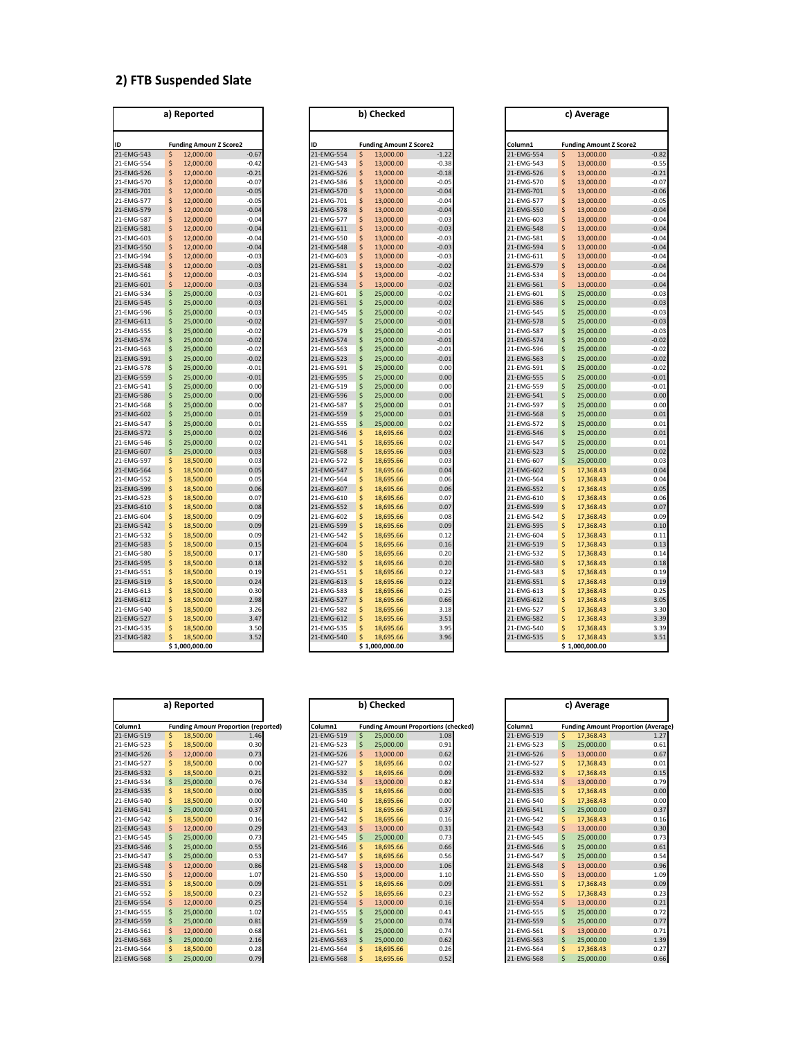## 2) FTB Suspended Slate

**a) Reported**

| ID | Funding Amount | Z Score2 |
|---|---|---|
| 21-EMG-543 | $ 12,000.00 | -0.67 |
| 21-EMG-554 | $ 12,000.00 | -0.42 |
| 21-EMG-526 | $ 12,000.00 | -0.21 |
| 21-EMG-570 | $ 12,000.00 | -0.07 |
| 21-EMG-701 | $ 12,000.00 | -0.05 |
| 21-EMG-577 | $ 12,000.00 | -0.05 |
| 21-EMG-579 | $ 12,000.00 | -0.04 |
| 21-EMG-587 | $ 12,000.00 | -0.04 |
| 21-EMG-581 | $ 12,000.00 | -0.04 |
| 21-EMG-603 | $ 12,000.00 | -0.04 |
| 21-EMG-550 | $ 12,000.00 | -0.04 |
| 21-EMG-594 | $ 12,000.00 | -0.03 |
| 21-EMG-548 | $ 12,000.00 | -0.03 |
| 21-EMG-561 | $ 12,000.00 | -0.03 |
| 21-EMG-601 | $ 12,000.00 | -0.03 |
| 21-EMG-534 | $ 25,000.00 | -0.03 |
| 21-EMG-545 | $ 25,000.00 | -0.03 |
| 21-EMG-596 | $ 25,000.00 | -0.03 |
| 21-EMG-611 | $ 25,000.00 | -0.02 |
| 21-EMG-555 | $ 25,000.00 | -0.02 |
| 21-EMG-574 | $ 25,000.00 | -0.02 |
| 21-EMG-563 | $ 25,000.00 | -0.02 |
| 21-EMG-591 | $ 25,000.00 | -0.02 |
| 21-EMG-578 | $ 25,000.00 | -0.01 |
| 21-EMG-559 | $ 25,000.00 | -0.01 |
| 21-EMG-541 | $ 25,000.00 | 0.00 |
| 21-EMG-586 | $ 25,000.00 | 0.00 |
| 21-EMG-568 | $ 25,000.00 | 0.00 |
| 21-EMG-602 | $ 25,000.00 | 0.01 |
| 21-EMG-547 | $ 25,000.00 | 0.01 |
| 21-EMG-572 | $ 25,000.00 | 0.02 |
| 21-EMG-546 | $ 25,000.00 | 0.02 |
| 21-EMG-607 | $ 25,000.00 | 0.03 |
| 21-EMG-597 | $ 18,500.00 | 0.03 |
| 21-EMG-564 | $ 18,500.00 | 0.05 |
| 21-EMG-552 | $ 18,500.00 | 0.05 |
| 21-EMG-599 | $ 18,500.00 | 0.06 |
| 21-EMG-523 | $ 18,500.00 | 0.07 |
| 21-EMG-610 | $ 18,500.00 | 0.08 |
| 21-EMG-604 | $ 18,500.00 | 0.09 |
| 21-EMG-542 | $ 18,500.00 | 0.09 |
| 21-EMG-532 | $ 18,500.00 | 0.09 |
| 21-EMG-583 | $ 18,500.00 | 0.15 |
| 21-EMG-580 | $ 18,500.00 | 0.17 |
| 21-EMG-595 | $ 18,500.00 | 0.18 |
| 21-EMG-551 | $ 18,500.00 | 0.19 |
| 21-EMG-519 | $ 18,500.00 | 0.24 |
| 21-EMG-613 | $ 18,500.00 | 0.30 |
| 21-EMG-612 | $ 18,500.00 | 2.98 |
| 21-EMG-540 | $ 18,500.00 | 3.26 |
| 21-EMG-527 | $ 18,500.00 | 3.47 |
| 21-EMG-535 | $ 18,500.00 | 3.50 |
| 21-EMG-582 | $ 18,500.00 | 3.52 |
| | $ 1,000,000.00 | |

**b) Checked**

| ID | Funding Amount | Z Score2 |
|---|---|---|
| 21-EMG-554 | $ 13,000.00 | -1.22 |
| 21-EMG-543 | $ 13,000.00 | -0.38 |
| 21-EMG-526 | $ 13,000.00 | -0.18 |
| 21-EMG-586 | $ 13,000.00 | -0.05 |
| 21-EMG-701 | $ 13,000.00 | -0.04 |
| 21-EMG-570 | $ 13,000.00 | -0.04 |
| 21-EMG-578 | $ 13,000.00 | -0.04 |
| 21-EMG-577 | $ 13,000.00 | -0.03 |
| 21-EMG-611 | $ 13,000.00 | -0.03 |
| 21-EMG-550 | $ 13,000.00 | -0.03 |
| 21-EMG-548 | $ 13,000.00 | -0.03 |
| 21-EMG-603 | $ 13,000.00 | -0.03 |
| 21-EMG-581 | $ 13,000.00 | -0.02 |
| 21-EMG-594 | $ 13,000.00 | -0.02 |
| 21-EMG-534 | $ 13,000.00 | -0.02 |
| 21-EMG-601 | $ 25,000.00 | -0.02 |
| 21-EMG-561 | $ 25,000.00 | -0.02 |
| 21-EMG-545 | $ 25,000.00 | -0.02 |
| 21-EMG-597 | $ 25,000.00 | -0.01 |
| 21-EMG-579 | $ 25,000.00 | -0.01 |
| 21-EMG-574 | $ 25,000.00 | -0.01 |
| 21-EMG-563 | $ 25,000.00 | -0.01 |
| 21-EMG-523 | $ 25,000.00 | -0.01 |
| 21-EMG-591 | $ 25,000.00 | 0.00 |
| 21-EMG-595 | $ 25,000.00 | 0.00 |
| 21-EMG-519 | $ 25,000.00 | 0.00 |
| 21-EMG-596 | $ 25,000.00 | 0.00 |
| 21-EMG-587 | $ 25,000.00 | 0.01 |
| 21-EMG-559 | $ 25,000.00 | 0.01 |
| 21-EMG-555 | $ 25,000.00 | 0.02 |
| 21-EMG-546 | $ 18,695.66 | 0.02 |
| 21-EMG-541 | $ 18,695.66 | 0.02 |
| 21-EMG-568 | $ 18,695.66 | 0.03 |
| 21-EMG-572 | $ 18,695.66 | 0.03 |
| 21-EMG-547 | $ 18,695.66 | 0.04 |
| 21-EMG-564 | $ 18,695.66 | 0.06 |
| 21-EMG-607 | $ 18,695.66 | 0.06 |
| 21-EMG-610 | $ 18,695.66 | 0.07 |
| 21-EMG-552 | $ 18,695.66 | 0.07 |
| 21-EMG-602 | $ 18,695.66 | 0.08 |
| 21-EMG-599 | $ 18,695.66 | 0.09 |
| 21-EMG-542 | $ 18,695.66 | 0.12 |
| 21-EMG-604 | $ 18,695.66 | 0.16 |
| 21-EMG-580 | $ 18,695.66 | 0.20 |
| 21-EMG-532 | $ 18,695.66 | 0.20 |
| 21-EMG-551 | $ 18,695.66 | 0.22 |
| 21-EMG-613 | $ 18,695.66 | 0.22 |
| 21-EMG-583 | $ 18,695.66 | 0.25 |
| 21-EMG-527 | $ 18,695.66 | 0.66 |
| 21-EMG-582 | $ 18,695.66 | 3.18 |
| 21-EMG-612 | $ 18,695.66 | 3.51 |
| 21-EMG-535 | $ 18,695.66 | 3.95 |
| 21-EMG-540 | $ 18,695.66 | 3.96 |
| | $ 1,000,000.00 | |

**c) Average**

| Column1 | Funding Amount | Z Score2 |
|---|---|---|
| 21-EMG-554 | $ 13,000.00 | -0.82 |
| 21-EMG-543 | $ 13,000.00 | -0.55 |
| 21-EMG-526 | $ 13,000.00 | -0.21 |
| 21-EMG-570 | $ 13,000.00 | -0.07 |
| 21-EMG-701 | $ 13,000.00 | -0.06 |
| 21-EMG-577 | $ 13,000.00 | -0.05 |
| 21-EMG-550 | $ 13,000.00 | -0.04 |
| 21-EMG-603 | $ 13,000.00 | -0.04 |
| 21-EMG-548 | $ 13,000.00 | -0.04 |
| 21-EMG-581 | $ 13,000.00 | -0.04 |
| 21-EMG-594 | $ 13,000.00 | -0.04 |
| 21-EMG-611 | $ 13,000.00 | -0.04 |
| 21-EMG-579 | $ 13,000.00 | -0.04 |
| 21-EMG-534 | $ 13,000.00 | -0.04 |
| 21-EMG-561 | $ 13,000.00 | -0.04 |
| 21-EMG-601 | $ 25,000.00 | -0.03 |
| 21-EMG-586 | $ 25,000.00 | -0.03 |
| 21-EMG-545 | $ 25,000.00 | -0.03 |
| 21-EMG-578 | $ 25,000.00 | -0.03 |
| 21-EMG-587 | $ 25,000.00 | -0.03 |
| 21-EMG-574 | $ 25,000.00 | -0.02 |
| 21-EMG-596 | $ 25,000.00 | -0.02 |
| 21-EMG-563 | $ 25,000.00 | -0.02 |
| 21-EMG-591 | $ 25,000.00 | -0.02 |
| 21-EMG-555 | $ 25,000.00 | -0.01 |
| 21-EMG-559 | $ 25,000.00 | -0.01 |
| 21-EMG-541 | $ 25,000.00 | 0.00 |
| 21-EMG-597 | $ 25,000.00 | 0.00 |
| 21-EMG-568 | $ 25,000.00 | 0.01 |
| 21-EMG-572 | $ 25,000.00 | 0.01 |
| 21-EMG-546 | $ 25,000.00 | 0.01 |
| 21-EMG-547 | $ 25,000.00 | 0.01 |
| 21-EMG-523 | $ 25,000.00 | 0.02 |
| 21-EMG-607 | $ 25,000.00 | 0.03 |
| 21-EMG-602 | $ 17,368.43 | 0.04 |
| 21-EMG-564 | $ 17,368.43 | 0.04 |
| 21-EMG-552 | $ 17,368.43 | 0.05 |
| 21-EMG-610 | $ 17,368.43 | 0.06 |
| 21-EMG-599 | $ 17,368.43 | 0.07 |
| 21-EMG-542 | $ 17,368.43 | 0.09 |
| 21-EMG-595 | $ 17,368.43 | 0.10 |
| 21-EMG-604 | $ 17,368.43 | 0.11 |
| 21-EMG-519 | $ 17,368.43 | 0.13 |
| 21-EMG-532 | $ 17,368.43 | 0.14 |
| 21-EMG-580 | $ 17,368.43 | 0.18 |
| 21-EMG-583 | $ 17,368.43 | 0.19 |
| 21-EMG-551 | $ 17,368.43 | 0.19 |
| 21-EMG-613 | $ 17,368.43 | 0.25 |
| 21-EMG-612 | $ 17,368.43 | 3.05 |
| 21-EMG-527 | $ 17,368.43 | 3.30 |
| 21-EMG-582 | $ 17,368.43 | 3.39 |
| 21-EMG-540 | $ 17,368.43 | 3.39 |
| 21-EMG-535 | $ 17,368.43 | 3.51 |
| | $ 1,000,000.00 | |

**a) Reported**

| Column1 | Funding Amount | Proportion (reported) |
|---|---|---|
| 21-EMG-519 | $ 18,500.00 | 1.46 |
| 21-EMG-523 | $ 18,500.00 | 0.30 |
| 21-EMG-526 | $ 12,000.00 | 0.73 |
| 21-EMG-527 | $ 18,500.00 | 0.00 |
| 21-EMG-532 | $ 18,500.00 | 0.21 |
| 21-EMG-534 | $ 25,000.00 | 0.76 |
| 21-EMG-535 | $ 18,500.00 | 0.00 |
| 21-EMG-540 | $ 18,500.00 | 0.00 |
| 21-EMG-541 | $ 25,000.00 | 0.37 |
| 21-EMG-542 | $ 18,500.00 | 0.16 |
| 21-EMG-543 | $ 12,000.00 | 0.29 |
| 21-EMG-545 | $ 25,000.00 | 0.73 |
| 21-EMG-546 | $ 25,000.00 | 0.55 |
| 21-EMG-547 | $ 25,000.00 | 0.53 |
| 21-EMG-548 | $ 12,000.00 | 0.86 |
| 21-EMG-550 | $ 12,000.00 | 1.07 |
| 21-EMG-551 | $ 18,500.00 | 0.09 |
| 21-EMG-552 | $ 18,500.00 | 0.23 |
| 21-EMG-554 | $ 12,000.00 | 0.25 |
| 21-EMG-555 | $ 25,000.00 | 1.02 |
| 21-EMG-559 | $ 25,000.00 | 0.81 |
| 21-EMG-561 | $ 12,000.00 | 0.68 |
| 21-EMG-563 | $ 25,000.00 | 2.16 |
| 21-EMG-564 | $ 18,500.00 | 0.28 |
| 21-EMG-568 | $ 25,000.00 | 0.79 |

**b) Checked**

| Column1 | Funding Amount | Proportions (checked) |
|---|---|---|
| 21-EMG-519 | $ 25,000.00 | 1.08 |
| 21-EMG-523 | $ 25,000.00 | 0.91 |
| 21-EMG-526 | $ 13,000.00 | 0.62 |
| 21-EMG-527 | $ 18,695.66 | 0.02 |
| 21-EMG-532 | $ 18,695.66 | 0.09 |
| 21-EMG-534 | $ 13,000.00 | 0.82 |
| 21-EMG-535 | $ 18,695.66 | 0.00 |
| 21-EMG-540 | $ 18,695.66 | 0.00 |
| 21-EMG-541 | $ 18,695.66 | 0.37 |
| 21-EMG-542 | $ 18,695.66 | 0.16 |
| 21-EMG-543 | $ 13,000.00 | 0.31 |
| 21-EMG-545 | $ 25,000.00 | 0.73 |
| 21-EMG-546 | $ 18,695.66 | 0.66 |
| 21-EMG-547 | $ 18,695.66 | 0.56 |
| 21-EMG-548 | $ 13,000.00 | 1.06 |
| 21-EMG-550 | $ 13,000.00 | 1.10 |
| 21-EMG-551 | $ 18,695.66 | 0.09 |
| 21-EMG-552 | $ 18,695.66 | 0.23 |
| 21-EMG-554 | $ 13,000.00 | 0.16 |
| 21-EMG-555 | $ 25,000.00 | 0.41 |
| 21-EMG-559 | $ 25,000.00 | 0.74 |
| 21-EMG-561 | $ 25,000.00 | 0.74 |
| 21-EMG-563 | $ 25,000.00 | 0.62 |
| 21-EMG-564 | $ 18,695.66 | 0.26 |
| 21-EMG-568 | $ 18,695.66 | 0.52 |

**c) Average**

| Column1 | Funding Amount | Proportion (Average) |
|---|---|---|
| 21-EMG-519 | $ 17,368.43 | 1.27 |
| 21-EMG-523 | $ 25,000.00 | 0.61 |
| 21-EMG-526 | $ 13,000.00 | 0.67 |
| 21-EMG-527 | $ 17,368.43 | 0.01 |
| 21-EMG-532 | $ 17,368.43 | 0.15 |
| 21-EMG-534 | $ 13,000.00 | 0.79 |
| 21-EMG-535 | $ 17,368.43 | 0.00 |
| 21-EMG-540 | $ 17,368.43 | 0.00 |
| 21-EMG-541 | $ 25,000.00 | 0.37 |
| 21-EMG-542 | $ 17,368.43 | 0.16 |
| 21-EMG-543 | $ 13,000.00 | 0.30 |
| 21-EMG-545 | $ 25,000.00 | 0.73 |
| 21-EMG-546 | $ 25,000.00 | 0.61 |
| 21-EMG-547 | $ 25,000.00 | 0.54 |
| 21-EMG-548 | $ 13,000.00 | 0.96 |
| 21-EMG-550 | $ 13,000.00 | 1.09 |
| 21-EMG-551 | $ 17,368.43 | 0.09 |
| 21-EMG-552 | $ 17,368.43 | 0.23 |
| 21-EMG-554 | $ 13,000.00 | 0.21 |
| 21-EMG-555 | $ 25,000.00 | 0.72 |
| 21-EMG-559 | $ 25,000.00 | 0.77 |
| 21-EMG-561 | $ 13,000.00 | 0.71 |
| 21-EMG-563 | $ 25,000.00 | 1.39 |
| 21-EMG-564 | $ 17,368.43 | 0.27 |
| 21-EMG-568 | $ 25,000.00 | 0.66 |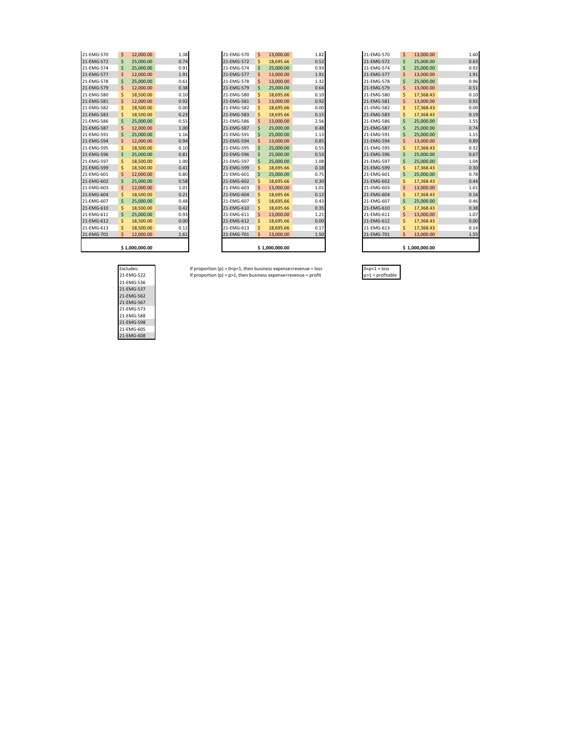| | | |
|---|---|---|
| 21-EMG-570 | $ 12,000.00 | 1.38 |
| 21-EMG-572 | $ 25,000.00 | 0.74 |
| 21-EMG-574 | $ 25,000.00 | 0.91 |
| 21-EMG-577 | $ 12,000.00 | 1.91 |
| 21-EMG-578 | $ 25,000.00 | 0.61 |
| 21-EMG-579 | $ 12,000.00 | 0.38 |
| 21-EMG-580 | $ 18,500.00 | 0.10 |
| 21-EMG-581 | $ 12,000.00 | 0.92 |
| 21-EMG-582 | $ 18,500.00 | 0.00 |
| 21-EMG-583 | $ 18,500.00 | 0.23 |
| 21-EMG-586 | $ 25,000.00 | 0.55 |
| 21-EMG-587 | $ 12,000.00 | 1.00 |
| 21-EMG-591 | $ 25,000.00 | 1.16 |
| 21-EMG-594 | $ 12,000.00 | 0.94 |
| 21-EMG-595 | $ 18,500.00 | 0.10 |
| 21-EMG-596 | $ 25,000.00 | 0.81 |
| 21-EMG-597 | $ 18,500.00 | 1.00 |
| 21-EMG-599 | $ 18,500.00 | 0.41 |
| 21-EMG-601 | $ 12,000.00 | 0.80 |
| 21-EMG-602 | $ 25,000.00 | 0.58 |
| 21-EMG-603 | $ 12,000.00 | 1.01 |
| 21-EMG-604 | $ 18,500.00 | 0.21 |
| 21-EMG-607 | $ 25,000.00 | 0.48 |
| 21-EMG-610 | $ 18,500.00 | 0.42 |
| 21-EMG-611 | $ 25,000.00 | 0.93 |
| 21-EMG-612 | $ 18,500.00 | 0.00 |
| 21-EMG-613 | $ 18,500.00 | 0.12 |
| 21-EMG-701 | $ 12,000.00 | 1.61 |
| | $ 1,000,000.00 | |

| | | |
|---|---|---|
| 21-EMG-570 | $ 13,000.00 | 1.82 |
| 21-EMG-572 | $ 18,695.66 | 0.52 |
| 21-EMG-574 | $ 25,000.00 | 0.93 |
| 21-EMG-577 | $ 13,000.00 | 1.91 |
| 21-EMG-578 | $ 13,000.00 | 1.32 |
| 21-EMG-579 | $ 25,000.00 | 0.64 |
| 21-EMG-580 | $ 18,695.66 | 0.10 |
| 21-EMG-581 | $ 13,000.00 | 0.92 |
| 21-EMG-582 | $ 18,695.66 | 0.00 |
| 21-EMG-583 | $ 18,695.66 | 0.15 |
| 21-EMG-586 | $ 13,000.00 | 2.56 |
| 21-EMG-587 | $ 25,000.00 | 0.48 |
| 21-EMG-591 | $ 25,000.00 | 1.13 |
| 21-EMG-594 | $ 13,000.00 | 0.85 |
| 21-EMG-595 | $ 25,000.00 | 0.55 |
| 21-EMG-596 | $ 25,000.00 | 0.53 |
| 21-EMG-597 | $ 25,000.00 | 1.08 |
| 21-EMG-599 | $ 18,695.66 | 0.18 |
| 21-EMG-601 | $ 25,000.00 | 0.75 |
| 21-EMG-602 | $ 18,695.66 | 0.30 |
| 21-EMG-603 | $ 13,000.00 | 1.01 |
| 21-EMG-604 | $ 18,695.66 | 0.12 |
| 21-EMG-607 | $ 18,695.66 | 0.43 |
| 21-EMG-610 | $ 18,695.66 | 0.35 |
| 21-EMG-611 | $ 13,000.00 | 1.21 |
| 21-EMG-612 | $ 18,695.66 | 0.00 |
| 21-EMG-613 | $ 18,695.66 | 0.17 |
| 21-EMG-701 | $ 13,000.00 | 1.50 |
| | $ 1,000,000.00 | |

| | | |
|---|---|---|
| 21-EMG-570 | $ 13,000.00 | 1.60 |
| 21-EMG-572 | $ 25,000.00 | 0.63 |
| 21-EMG-574 | $ 25,000.00 | 0.92 |
| 21-EMG-577 | $ 13,000.00 | 1.91 |
| 21-EMG-578 | $ 25,000.00 | 0.96 |
| 21-EMG-579 | $ 13,000.00 | 0.51 |
| 21-EMG-580 | $ 17,368.43 | 0.10 |
| 21-EMG-581 | $ 13,000.00 | 0.92 |
| 21-EMG-582 | $ 17,368.43 | 0.00 |
| 21-EMG-583 | $ 17,368.43 | 0.19 |
| 21-EMG-586 | $ 25,000.00 | 1.55 |
| 21-EMG-587 | $ 25,000.00 | 0.74 |
| 21-EMG-591 | $ 25,000.00 | 1.15 |
| 21-EMG-594 | $ 13,000.00 | 0.89 |
| 21-EMG-595 | $ 17,368.43 | 0.32 |
| 21-EMG-596 | $ 25,000.00 | 0.67 |
| 21-EMG-597 | $ 25,000.00 | 1.04 |
| 21-EMG-599 | $ 17,368.43 | 0.30 |
| 21-EMG-601 | $ 25,000.00 | 0.78 |
| 21-EMG-602 | $ 17,368.43 | 0.44 |
| 21-EMG-603 | $ 13,000.00 | 1.01 |
| 21-EMG-604 | $ 17,368.43 | 0.16 |
| 21-EMG-607 | $ 25,000.00 | 0.46 |
| 21-EMG-610 | $ 17,368.43 | 0.38 |
| 21-EMG-611 | $ 13,000.00 | 1.07 |
| 21-EMG-612 | $ 17,368.43 | 0.00 |
| 21-EMG-613 | $ 17,368.43 | 0.14 |
| 21-EMG-701 | $ 13,000.00 | 1.55 |
| | $ 1,000,000.00 | |

| Excludes: |
|---|
| 21-EMG-522 |
| 21-EMG-536 |
| 21-EMG-537 |
| 21-EMG-562 |
| 21-EMG-567 |
| 21-EMG-573 |
| 21-EMG-588 |
| 21-EMG-598 |
| 21-EMG-605 |
| 21-EMG-608 |

If proportion (p) = 0<p<1, then business expense>revenue = loss
If proportion (p) = p>1, then business expense<revenue = profit

| |
|---|
| 0<p<1 = loss |
| p>1 = profitable |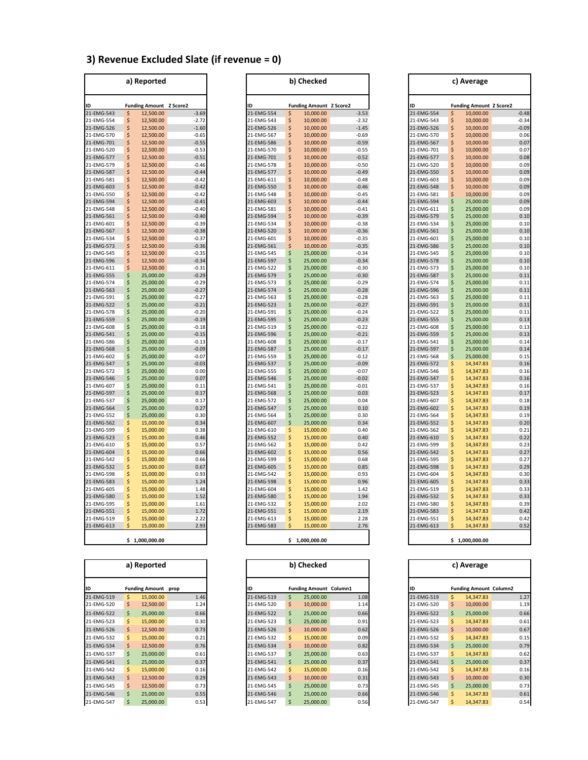## 3) Revenue Excluded Slate (if revenue = 0)

**a) Reported**

| ID | Funding Amount | Z Score2 |
|---|---|---|
| 21-EMG-543 | $ 12,500.00 | -3.69 |
| 21-EMG-554 | $ 12,500.00 | -2.72 |
| 21-EMG-526 | $ 12,500.00 | -1.60 |
| 21-EMG-570 | $ 12,500.00 | -0.65 |
| 21-EMG-701 | $ 12,500.00 | -0.55 |
| 21-EMG-520 | $ 12,500.00 | -0.53 |
| 21-EMG-577 | $ 12,500.00 | -0.51 |
| 21-EMG-579 | $ 12,500.00 | -0.46 |
| 21-EMG-587 | $ 12,500.00 | -0.44 |
| 21-EMG-581 | $ 12,500.00 | -0.42 |
| 21-EMG-603 | $ 12,500.00 | -0.42 |
| 21-EMG-550 | $ 12,500.00 | -0.42 |
| 21-EMG-594 | $ 12,500.00 | -0.41 |
| 21-EMG-548 | $ 12,500.00 | -0.40 |
| 21-EMG-561 | $ 12,500.00 | -0.40 |
| 21-EMG-601 | $ 12,500.00 | -0.39 |
| 21-EMG-567 | $ 12,500.00 | -0.38 |
| 21-EMG-534 | $ 12,500.00 | -0.37 |
| 21-EMG-573 | $ 12,500.00 | -0.36 |
| 21-EMG-545 | $ 12,500.00 | -0.35 |
| 21-EMG-596 | $ 12,500.00 | -0.34 |
| 21-EMG-611 | $ 12,500.00 | -0.31 |
| 21-EMG-555 | $ 25,000.00 | -0.29 |
| 21-EMG-574 | $ 25,000.00 | -0.29 |
| 21-EMG-563 | $ 25,000.00 | -0.27 |
| 21-EMG-591 | $ 25,000.00 | -0.27 |
| 21-EMG-522 | $ 25,000.00 | -0.21 |
| 21-EMG-578 | $ 25,000.00 | -0.20 |
| 21-EMG-559 | $ 25,000.00 | -0.19 |
| 21-EMG-608 | $ 25,000.00 | -0.18 |
| 21-EMG-541 | $ 25,000.00 | -0.15 |
| 21-EMG-586 | $ 25,000.00 | -0.13 |
| 21-EMG-568 | $ 25,000.00 | -0.09 |
| 21-EMG-602 | $ 25,000.00 | -0.07 |
| 21-EMG-547 | $ 25,000.00 | -0.03 |
| 21-EMG-572 | $ 25,000.00 | 0.00 |
| 21-EMG-546 | $ 25,000.00 | 0.07 |
| 21-EMG-607 | $ 25,000.00 | 0.11 |
| 21-EMG-597 | $ 25,000.00 | 0.17 |
| 21-EMG-537 | $ 25,000.00 | 0.17 |
| 21-EMG-564 | $ 25,000.00 | 0.27 |
| 21-EMG-552 | $ 25,000.00 | 0.30 |
| 21-EMG-562 | $ 15,000.00 | 0.34 |
| 21-EMG-599 | $ 15,000.00 | 0.38 |
| 21-EMG-523 | $ 15,000.00 | 0.46 |
| 21-EMG-610 | $ 15,000.00 | 0.57 |
| 21-EMG-604 | $ 15,000.00 | 0.66 |
| 21-EMG-542 | $ 15,000.00 | 0.66 |
| 21-EMG-532 | $ 15,000.00 | 0.67 |
| 21-EMG-598 | $ 15,000.00 | 0.93 |
| 21-EMG-583 | $ 15,000.00 | 1.24 |
| 21-EMG-605 | $ 15,000.00 | 1.48 |
| 21-EMG-580 | $ 15,000.00 | 1.52 |
| 21-EMG-595 | $ 15,000.00 | 1.61 |
| 21-EMG-551 | $ 15,000.00 | 1.72 |
| 21-EMG-519 | $ 15,000.00 | 2.22 |
| 21-EMG-613 | $ 15,000.00 | 2.93 |
| | $ 1,000,000.00 | |

**b) Checked**

| ID | Funding Amount | Z Score2 |
|---|---|---|
| 21-EMG-554 | $ 10,000.00 | -3.53 |
| 21-EMG-543 | $ 10,000.00 | -2.32 |
| 21-EMG-526 | $ 10,000.00 | -1.45 |
| 21-EMG-567 | $ 10,000.00 | -0.69 |
| 21-EMG-586 | $ 10,000.00 | -0.59 |
| 21-EMG-570 | $ 10,000.00 | -0.55 |
| 21-EMG-701 | $ 10,000.00 | -0.52 |
| 21-EMG-578 | $ 10,000.00 | -0.50 |
| 21-EMG-577 | $ 10,000.00 | -0.49 |
| 21-EMG-611 | $ 10,000.00 | -0.48 |
| 21-EMG-550 | $ 10,000.00 | -0.46 |
| 21-EMG-548 | $ 10,000.00 | -0.45 |
| 21-EMG-603 | $ 10,000.00 | -0.44 |
| 21-EMG-581 | $ 10,000.00 | -0.41 |
| 21-EMG-594 | $ 10,000.00 | -0.39 |
| 21-EMG-534 | $ 10,000.00 | -0.38 |
| 21-EMG-520 | $ 10,000.00 | -0.36 |
| 21-EMG-601 | $ 10,000.00 | -0.35 |
| 21-EMG-561 | $ 10,000.00 | -0.35 |
| 21-EMG-545 | $ 25,000.00 | -0.34 |
| 21-EMG-597 | $ 25,000.00 | -0.34 |
| 21-EMG-522 | $ 25,000.00 | -0.30 |
| 21-EMG-579 | $ 25,000.00 | -0.30 |
| 21-EMG-573 | $ 25,000.00 | -0.29 |
| 21-EMG-574 | $ 25,000.00 | -0.28 |
| 21-EMG-563 | $ 25,000.00 | -0.28 |
| 21-EMG-523 | $ 25,000.00 | -0.27 |
| 21-EMG-591 | $ 25,000.00 | -0.24 |
| 21-EMG-595 | $ 25,000.00 | -0.23 |
| 21-EMG-519 | $ 25,000.00 | -0.22 |
| 21-EMG-596 | $ 25,000.00 | -0.21 |
| 21-EMG-608 | $ 25,000.00 | -0.17 |
| 21-EMG-587 | $ 25,000.00 | -0.17 |
| 21-EMG-559 | $ 25,000.00 | -0.12 |
| 21-EMG-537 | $ 25,000.00 | -0.09 |
| 21-EMG-555 | $ 25,000.00 | -0.07 |
| 21-EMG-546 | $ 25,000.00 | -0.02 |
| 21-EMG-541 | $ 25,000.00 | -0.01 |
| 21-EMG-568 | $ 25,000.00 | 0.03 |
| 21-EMG-572 | $ 25,000.00 | 0.04 |
| 21-EMG-547 | $ 25,000.00 | 0.10 |
| 21-EMG-564 | $ 25,000.00 | 0.30 |
| 21-EMG-607 | $ 25,000.00 | 0.34 |
| 21-EMG-610 | $ 15,000.00 | 0.40 |
| 21-EMG-552 | $ 15,000.00 | 0.40 |
| 21-EMG-562 | $ 15,000.00 | 0.42 |
| 21-EMG-602 | $ 15,000.00 | 0.56 |
| 21-EMG-599 | $ 15,000.00 | 0.68 |
| 21-EMG-605 | $ 15,000.00 | 0.85 |
| 21-EMG-542 | $ 15,000.00 | 0.93 |
| 21-EMG-598 | $ 15,000.00 | 0.96 |
| 21-EMG-604 | $ 15,000.00 | 1.42 |
| 21-EMG-580 | $ 15,000.00 | 1.94 |
| 21-EMG-532 | $ 15,000.00 | 2.02 |
| 21-EMG-551 | $ 15,000.00 | 2.19 |
| 21-EMG-613 | $ 15,000.00 | 2.28 |
| 21-EMG-583 | $ 15,000.00 | 2.76 |
| | $ 1,000,000.00 | |

**c) Average**

| ID | Funding Amount | Z Score2 |
|---|---|---|
| 21-EMG-554 | $ 10,000.00 | -0.48 |
| 21-EMG-543 | $ 10,000.00 | -0.34 |
| 21-EMG-526 | $ 10,000.00 | -0.09 |
| 21-EMG-570 | $ 10,000.00 | 0.06 |
| 21-EMG-567 | $ 10,000.00 | 0.07 |
| 21-EMG-701 | $ 10,000.00 | 0.07 |
| 21-EMG-577 | $ 10,000.00 | 0.08 |
| 21-EMG-520 | $ 10,000.00 | 0.09 |
| 21-EMG-550 | $ 10,000.00 | 0.09 |
| 21-EMG-603 | $ 10,000.00 | 0.09 |
| 21-EMG-548 | $ 10,000.00 | 0.09 |
| 21-EMG-581 | $ 10,000.00 | 0.09 |
| 21-EMG-594 | $ 25,000.00 | 0.09 |
| 21-EMG-611 | $ 25,000.00 | 0.09 |
| 21-EMG-579 | $ 25,000.00 | 0.10 |
| 21-EMG-534 | $ 25,000.00 | 0.10 |
| 21-EMG-561 | $ 25,000.00 | 0.10 |
| 21-EMG-601 | $ 25,000.00 | 0.10 |
| 21-EMG-586 | $ 25,000.00 | 0.10 |
| 21-EMG-545 | $ 25,000.00 | 0.10 |
| 21-EMG-578 | $ 25,000.00 | 0.10 |
| 21-EMG-573 | $ 25,000.00 | 0.10 |
| 21-EMG-587 | $ 25,000.00 | 0.11 |
| 21-EMG-574 | $ 25,000.00 | 0.11 |
| 21-EMG-596 | $ 25,000.00 | 0.11 |
| 21-EMG-563 | $ 25,000.00 | 0.11 |
| 21-EMG-591 | $ 25,000.00 | 0.11 |
| 21-EMG-522 | $ 25,000.00 | 0.11 |
| 21-EMG-555 | $ 25,000.00 | 0.13 |
| 21-EMG-608 | $ 25,000.00 | 0.13 |
| 21-EMG-559 | $ 25,000.00 | 0.13 |
| 21-EMG-541 | $ 25,000.00 | 0.14 |
| 21-EMG-597 | $ 25,000.00 | 0.14 |
| 21-EMG-568 | $ 25,000.00 | 0.15 |
| 21-EMG-572 | $ 14,347.83 | 0.16 |
| 21-EMG-546 | $ 14,347.83 | 0.16 |
| 21-EMG-547 | $ 14,347.83 | 0.16 |
| 21-EMG-537 | $ 14,347.83 | 0.16 |
| 21-EMG-523 | $ 14,347.83 | 0.17 |
| 21-EMG-607 | $ 14,347.83 | 0.18 |
| 21-EMG-602 | $ 14,347.83 | 0.19 |
| 21-EMG-564 | $ 14,347.83 | 0.19 |
| 21-EMG-552 | $ 14,347.83 | 0.20 |
| 21-EMG-562 | $ 14,347.83 | 0.21 |
| 21-EMG-610 | $ 14,347.83 | 0.22 |
| 21-EMG-599 | $ 14,347.83 | 0.23 |
| 21-EMG-542 | $ 14,347.83 | 0.27 |
| 21-EMG-595 | $ 14,347.83 | 0.27 |
| 21-EMG-598 | $ 14,347.83 | 0.29 |
| 21-EMG-604 | $ 14,347.83 | 0.30 |
| 21-EMG-605 | $ 14,347.83 | 0.33 |
| 21-EMG-519 | $ 14,347.83 | 0.33 |
| 21-EMG-532 | $ 14,347.83 | 0.33 |
| 21-EMG-580 | $ 14,347.83 | 0.39 |
| 21-EMG-583 | $ 14,347.83 | 0.42 |
| 21-EMG-551 | $ 14,347.83 | 0.42 |
| 21-EMG-613 | $ 14,347.83 | 0.52 |
| | $ 1,000,000.00 | |

**a) Reported**

| ID | Funding Amount | prop |
|---|---|---|
| 21-EMG-519 | $ 15,000.00 | 1.46 |
| 21-EMG-520 | $ 12,500.00 | 1.24 |
| 21-EMG-522 | $ 25,000.00 | 0.66 |
| 21-EMG-523 | $ 15,000.00 | 0.30 |
| 21-EMG-526 | $ 12,500.00 | 0.73 |
| 21-EMG-532 | $ 15,000.00 | 0.21 |
| 21-EMG-534 | $ 12,500.00 | 0.76 |
| 21-EMG-537 | $ 25,000.00 | 0.61 |
| 21-EMG-541 | $ 25,000.00 | 0.37 |
| 21-EMG-542 | $ 15,000.00 | 0.16 |
| 21-EMG-543 | $ 12,500.00 | 0.29 |
| 21-EMG-545 | $ 12,500.00 | 0.73 |
| 21-EMG-546 | $ 25,000.00 | 0.55 |
| 21-EMG-547 | $ 25,000.00 | 0.53 |

**b) Checked**

| ID | Funding Amount | Column1 |
|---|---|---|
| 21-EMG-519 | $ 25,000.00 | 1.08 |
| 21-EMG-520 | $ 10,000.00 | 1.14 |
| 21-EMG-522 | $ 25,000.00 | 0.66 |
| 21-EMG-523 | $ 25,000.00 | 0.91 |
| 21-EMG-526 | $ 10,000.00 | 0.62 |
| 21-EMG-532 | $ 15,000.00 | 0.09 |
| 21-EMG-534 | $ 10,000.00 | 0.82 |
| 21-EMG-537 | $ 25,000.00 | 0.63 |
| 21-EMG-541 | $ 25,000.00 | 0.37 |
| 21-EMG-542 | $ 15,000.00 | 0.16 |
| 21-EMG-543 | $ 10,000.00 | 0.31 |
| 21-EMG-545 | $ 25,000.00 | 0.73 |
| 21-EMG-546 | $ 25,000.00 | 0.66 |
| 21-EMG-547 | $ 25,000.00 | 0.56 |

**c) Average**

| ID | Funding Amount | Column2 |
|---|---|---|
| 21-EMG-519 | $ 14,347.83 | 1.27 |
| 21-EMG-520 | $ 10,000.00 | 1.19 |
| 21-EMG-522 | $ 25,000.00 | 0.66 |
| 21-EMG-523 | $ 14,347.83 | 0.61 |
| 21-EMG-526 | $ 10,000.00 | 0.67 |
| 21-EMG-532 | $ 14,347.83 | 0.15 |
| 21-EMG-534 | $ 25,000.00 | 0.79 |
| 21-EMG-537 | $ 14,347.83 | 0.62 |
| 21-EMG-541 | $ 25,000.00 | 0.37 |
| 21-EMG-542 | $ 14,347.83 | 0.16 |
| 21-EMG-543 | $ 10,000.00 | 0.30 |
| 21-EMG-545 | $ 25,000.00 | 0.73 |
| 21-EMG-546 | $ 14,347.83 | 0.61 |
| 21-EMG-547 | $ 14,347.83 | 0.54 |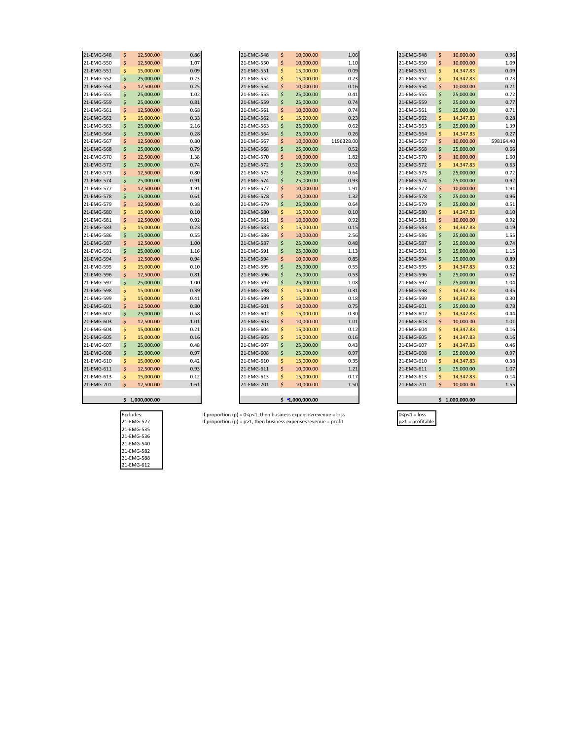| | | |
|---|---|---|
| 21-EMG-548 | $ 12,500.00 | 0.86 |
| 21-EMG-550 | $ 12,500.00 | 1.07 |
| 21-EMG-551 | $ 15,000.00 | 0.09 |
| 21-EMG-552 | $ 25,000.00 | 0.23 |
| 21-EMG-554 | $ 12,500.00 | 0.25 |
| 21-EMG-555 | $ 25,000.00 | 1.02 |
| 21-EMG-559 | $ 25,000.00 | 0.81 |
| 21-EMG-561 | $ 12,500.00 | 0.68 |
| 21-EMG-562 | $ 15,000.00 | 0.33 |
| 21-EMG-563 | $ 25,000.00 | 2.16 |
| 21-EMG-564 | $ 25,000.00 | 0.28 |
| 21-EMG-567 | $ 12,500.00 | 0.80 |
| 21-EMG-568 | $ 25,000.00 | 0.79 |
| 21-EMG-570 | $ 12,500.00 | 1.38 |
| 21-EMG-572 | $ 25,000.00 | 0.74 |
| 21-EMG-573 | $ 12,500.00 | 0.80 |
| 21-EMG-574 | $ 25,000.00 | 0.91 |
| 21-EMG-577 | $ 12,500.00 | 1.91 |
| 21-EMG-578 | $ 25,000.00 | 0.61 |
| 21-EMG-579 | $ 12,500.00 | 0.38 |
| 21-EMG-580 | $ 15,000.00 | 0.10 |
| 21-EMG-581 | $ 12,500.00 | 0.92 |
| 21-EMG-583 | $ 15,000.00 | 0.23 |
| 21-EMG-586 | $ 25,000.00 | 0.55 |
| 21-EMG-587 | $ 12,500.00 | 1.00 |
| 21-EMG-591 | $ 25,000.00 | 1.16 |
| 21-EMG-594 | $ 12,500.00 | 0.94 |
| 21-EMG-595 | $ 15,000.00 | 0.10 |
| 21-EMG-596 | $ 12,500.00 | 0.81 |
| 21-EMG-597 | $ 25,000.00 | 1.00 |
| 21-EMG-598 | $ 15,000.00 | 0.39 |
| 21-EMG-599 | $ 15,000.00 | 0.41 |
| 21-EMG-601 | $ 12,500.00 | 0.80 |
| 21-EMG-602 | $ 25,000.00 | 0.58 |
| 21-EMG-603 | $ 12,500.00 | 1.01 |
| 21-EMG-604 | $ 15,000.00 | 0.21 |
| 21-EMG-605 | $ 15,000.00 | 0.16 |
| 21-EMG-607 | $ 25,000.00 | 0.48 |
| 21-EMG-608 | $ 25,000.00 | 0.97 |
| 21-EMG-610 | $ 15,000.00 | 0.42 |
| 21-EMG-611 | $ 12,500.00 | 0.93 |
| 21-EMG-613 | $ 15,000.00 | 0.12 |
| 21-EMG-701 | $ 12,500.00 | 1.61 |
| | $ 1,000,000.00 | |

| Excludes: |
|---|
| 21-EMG-527 |
| 21-EMG-535 |
| 21-EMG-536 |
| 21-EMG-540 |
| 21-EMG-582 |
| 21-EMG-588 |
| 21-EMG-612 |

| | | |
|---|---|---|
| 21-EMG-548 | $ 10,000.00 | 1.06 |
| 21-EMG-550 | $ 10,000.00 | 1.10 |
| 21-EMG-551 | $ 15,000.00 | 0.09 |
| 21-EMG-552 | $ 15,000.00 | 0.23 |
| 21-EMG-554 | $ 10,000.00 | 0.16 |
| 21-EMG-555 | $ 25,000.00 | 0.41 |
| 21-EMG-559 | $ 25,000.00 | 0.74 |
| 21-EMG-561 | $ 10,000.00 | 0.74 |
| 21-EMG-562 | $ 15,000.00 | 0.23 |
| 21-EMG-563 | $ 25,000.00 | 0.62 |
| 21-EMG-564 | $ 25,000.00 | 0.26 |
| 21-EMG-567 | $ 10,000.00 | 1196328.00 |
| 21-EMG-568 | $ 25,000.00 | 0.52 |
| 21-EMG-570 | $ 10,000.00 | 1.82 |
| 21-EMG-572 | $ 25,000.00 | 0.52 |
| 21-EMG-573 | $ 25,000.00 | 0.64 |
| 21-EMG-574 | $ 25,000.00 | 0.93 |
| 21-EMG-577 | $ 10,000.00 | 1.91 |
| 21-EMG-578 | $ 10,000.00 | 1.32 |
| 21-EMG-579 | $ 25,000.00 | 0.64 |
| 21-EMG-580 | $ 15,000.00 | 0.10 |
| 21-EMG-581 | $ 10,000.00 | 0.92 |
| 21-EMG-583 | $ 15,000.00 | 0.15 |
| 21-EMG-586 | $ 10,000.00 | 2.56 |
| 21-EMG-587 | $ 25,000.00 | 0.48 |
| 21-EMG-591 | $ 25,000.00 | 1.13 |
| 21-EMG-594 | $ 10,000.00 | 0.85 |
| 21-EMG-595 | $ 25,000.00 | 0.55 |
| 21-EMG-596 | $ 25,000.00 | 0.53 |
| 21-EMG-597 | $ 25,000.00 | 1.08 |
| 21-EMG-598 | $ 15,000.00 | 0.31 |
| 21-EMG-599 | $ 15,000.00 | 0.18 |
| 21-EMG-601 | $ 10,000.00 | 0.75 |
| 21-EMG-602 | $ 15,000.00 | 0.30 |
| 21-EMG-603 | $ 10,000.00 | 1.01 |
| 21-EMG-604 | $ 15,000.00 | 0.12 |
| 21-EMG-605 | $ 15,000.00 | 0.16 |
| 21-EMG-607 | $ 25,000.00 | 0.43 |
| 21-EMG-608 | $ 25,000.00 | 0.97 |
| 21-EMG-610 | $ 15,000.00 | 0.35 |
| 21-EMG-611 | $ 10,000.00 | 1.21 |
| 21-EMG-613 | $ 15,000.00 | 0.17 |
| 21-EMG-701 | $ 10,000.00 | 1.50 |
| | $ 1,000,000.00 | |

If proportion (p) = 0<p<1, then business expense>revenue = loss
If proportion (p) = p>1, then business expense<revenue = profit

| | | |
|---|---|---|
| 21-EMG-548 | $ 10,000.00 | 0.96 |
| 21-EMG-550 | $ 10,000.00 | 1.09 |
| 21-EMG-551 | $ 14,347.83 | 0.09 |
| 21-EMG-552 | $ 14,347.83 | 0.23 |
| 21-EMG-554 | $ 10,000.00 | 0.21 |
| 21-EMG-555 | $ 25,000.00 | 0.72 |
| 21-EMG-559 | $ 25,000.00 | 0.77 |
| 21-EMG-561 | $ 25,000.00 | 0.71 |
| 21-EMG-562 | $ 14,347.83 | 0.28 |
| 21-EMG-563 | $ 25,000.00 | 1.39 |
| 21-EMG-564 | $ 14,347.83 | 0.27 |
| 21-EMG-567 | $ 10,000.00 | 598164.40 |
| 21-EMG-568 | $ 25,000.00 | 0.66 |
| 21-EMG-570 | $ 10,000.00 | 1.60 |
| 21-EMG-572 | $ 14,347.83 | 0.63 |
| 21-EMG-573 | $ 25,000.00 | 0.72 |
| 21-EMG-574 | $ 25,000.00 | 0.92 |
| 21-EMG-577 | $ 10,000.00 | 1.91 |
| 21-EMG-578 | $ 25,000.00 | 0.96 |
| 21-EMG-579 | $ 25,000.00 | 0.51 |
| 21-EMG-580 | $ 14,347.83 | 0.10 |
| 21-EMG-581 | $ 10,000.00 | 0.92 |
| 21-EMG-583 | $ 14,347.83 | 0.19 |
| 21-EMG-586 | $ 25,000.00 | 1.55 |
| 21-EMG-587 | $ 25,000.00 | 0.74 |
| 21-EMG-591 | $ 25,000.00 | 1.15 |
| 21-EMG-594 | $ 25,000.00 | 0.89 |
| 21-EMG-595 | $ 14,347.83 | 0.32 |
| 21-EMG-596 | $ 25,000.00 | 0.67 |
| 21-EMG-597 | $ 25,000.00 | 1.04 |
| 21-EMG-598 | $ 14,347.83 | 0.35 |
| 21-EMG-599 | $ 14,347.83 | 0.30 |
| 21-EMG-601 | $ 25,000.00 | 0.78 |
| 21-EMG-602 | $ 14,347.83 | 0.44 |
| 21-EMG-603 | $ 10,000.00 | 1.01 |
| 21-EMG-604 | $ 14,347.83 | 0.16 |
| 21-EMG-605 | $ 14,347.83 | 0.16 |
| 21-EMG-607 | $ 14,347.83 | 0.46 |
| 21-EMG-608 | $ 25,000.00 | 0.97 |
| 21-EMG-610 | $ 14,347.83 | 0.38 |
| 21-EMG-611 | $ 25,000.00 | 1.07 |
| 21-EMG-613 | $ 14,347.83 | 0.14 |
| 21-EMG-701 | $ 10,000.00 | 1.55 |
| | $ 1,000,000.00 | |

0<p<1 = loss
p>1 = profitable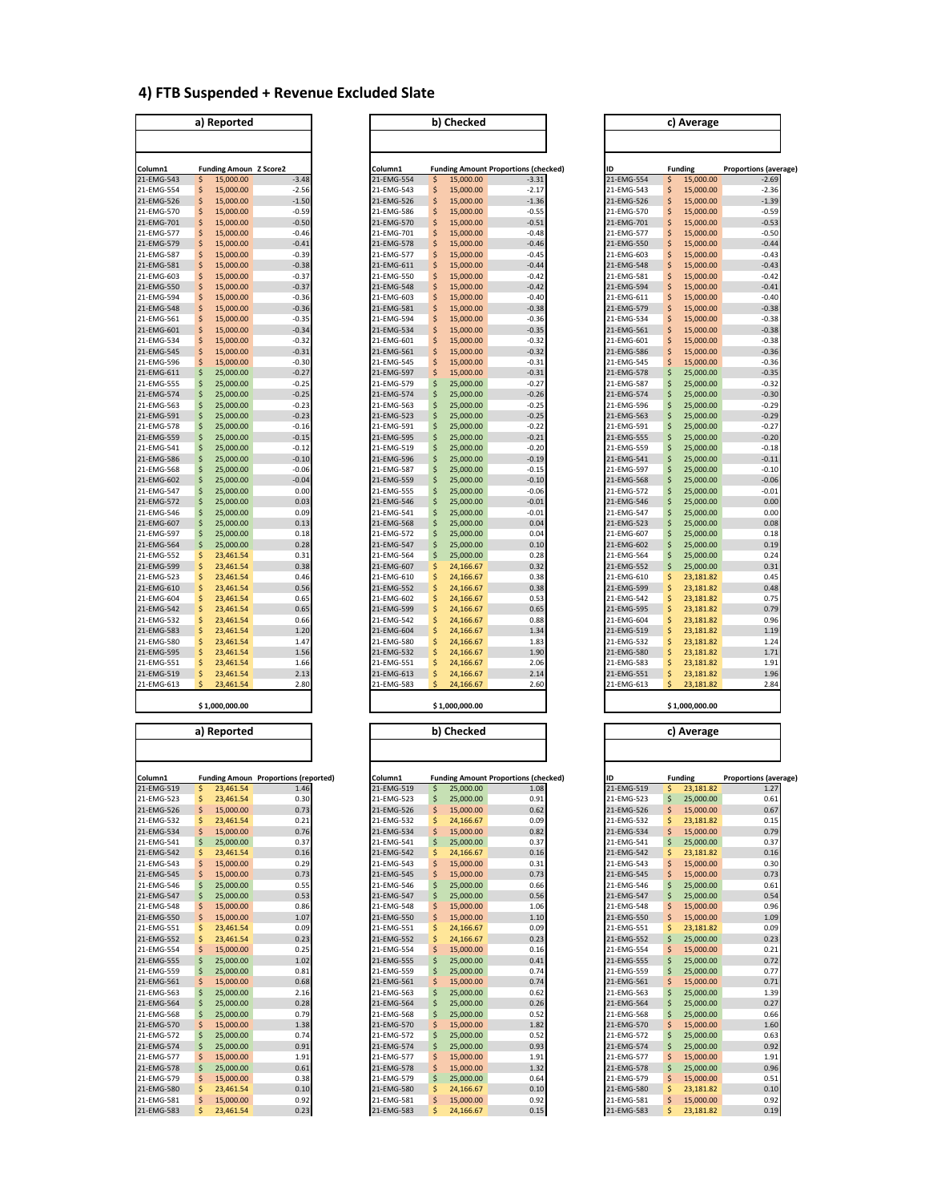### 4) FTB Suspended + Revenue Excluded Slate

**a) Reported**

| Column1 | Funding Amoun | Z Score2 |
|---|---|---|
| 21-EMG-543 | $ 15,000.00 | -3.48 |
| 21-EMG-554 | $ 15,000.00 | -2.56 |
| 21-EMG-526 | $ 15,000.00 | -1.50 |
| 21-EMG-570 | $ 15,000.00 | -0.59 |
| 21-EMG-701 | $ 15,000.00 | -0.50 |
| 21-EMG-577 | $ 15,000.00 | -0.46 |
| 21-EMG-579 | $ 15,000.00 | -0.41 |
| 21-EMG-587 | $ 15,000.00 | -0.39 |
| 21-EMG-581 | $ 15,000.00 | -0.38 |
| 21-EMG-603 | $ 15,000.00 | -0.37 |
| 21-EMG-550 | $ 15,000.00 | -0.37 |
| 21-EMG-594 | $ 15,000.00 | -0.36 |
| 21-EMG-548 | $ 15,000.00 | -0.36 |
| 21-EMG-561 | $ 15,000.00 | -0.35 |
| 21-EMG-601 | $ 15,000.00 | -0.34 |
| 21-EMG-534 | $ 15,000.00 | -0.32 |
| 21-EMG-545 | $ 15,000.00 | -0.31 |
| 21-EMG-596 | $ 15,000.00 | -0.30 |
| 21-EMG-611 | $ 25,000.00 | -0.27 |
| 21-EMG-555 | $ 25,000.00 | -0.25 |
| 21-EMG-574 | $ 25,000.00 | -0.25 |
| 21-EMG-563 | $ 25,000.00 | -0.23 |
| 21-EMG-591 | $ 25,000.00 | -0.23 |
| 21-EMG-578 | $ 25,000.00 | -0.16 |
| 21-EMG-559 | $ 25,000.00 | -0.15 |
| 21-EMG-541 | $ 25,000.00 | -0.12 |
| 21-EMG-586 | $ 25,000.00 | -0.10 |
| 21-EMG-568 | $ 25,000.00 | -0.06 |
| 21-EMG-602 | $ 25,000.00 | -0.04 |
| 21-EMG-547 | $ 25,000.00 | 0.00 |
| 21-EMG-572 | $ 25,000.00 | 0.03 |
| 21-EMG-546 | $ 25,000.00 | 0.09 |
| 21-EMG-607 | $ 25,000.00 | 0.13 |
| 21-EMG-597 | $ 25,000.00 | 0.18 |
| 21-EMG-564 | $ 25,000.00 | 0.28 |
| 21-EMG-552 | $ 23,461.54 | 0.31 |
| 21-EMG-599 | $ 23,461.54 | 0.38 |
| 21-EMG-523 | $ 23,461.54 | 0.46 |
| 21-EMG-610 | $ 23,461.54 | 0.56 |
| 21-EMG-604 | $ 23,461.54 | 0.65 |
| 21-EMG-542 | $ 23,461.54 | 0.65 |
| 21-EMG-532 | $ 23,461.54 | 0.66 |
| 21-EMG-583 | $ 23,461.54 | 1.20 |
| 21-EMG-580 | $ 23,461.54 | 1.47 |
| 21-EMG-595 | $ 23,461.54 | 1.56 |
| 21-EMG-551 | $ 23,461.54 | 1.66 |
| 21-EMG-519 | $ 23,461.54 | 2.13 |
| 21-EMG-613 | $ 23,461.54 | 2.80 |
| | $ 1,000,000.00 | |

**b) Checked**

| Column1 | Funding Amount | Proportions (checked) |
|---|---|---|
| 21-EMG-554 | $ 15,000.00 | -3.31 |
| 21-EMG-543 | $ 15,000.00 | -2.17 |
| 21-EMG-526 | $ 15,000.00 | -1.36 |
| 21-EMG-586 | $ 15,000.00 | -0.55 |
| 21-EMG-570 | $ 15,000.00 | -0.51 |
| 21-EMG-701 | $ 15,000.00 | -0.48 |
| 21-EMG-578 | $ 15,000.00 | -0.46 |
| 21-EMG-577 | $ 15,000.00 | -0.45 |
| 21-EMG-611 | $ 15,000.00 | -0.44 |
| 21-EMG-550 | $ 15,000.00 | -0.42 |
| 21-EMG-548 | $ 15,000.00 | -0.42 |
| 21-EMG-603 | $ 15,000.00 | -0.40 |
| 21-EMG-581 | $ 15,000.00 | -0.38 |
| 21-EMG-594 | $ 15,000.00 | -0.36 |
| 21-EMG-534 | $ 15,000.00 | -0.35 |
| 21-EMG-601 | $ 15,000.00 | -0.32 |
| 21-EMG-561 | $ 15,000.00 | -0.32 |
| 21-EMG-545 | $ 15,000.00 | -0.31 |
| 21-EMG-597 | $ 15,000.00 | -0.31 |
| 21-EMG-579 | $ 25,000.00 | -0.27 |
| 21-EMG-574 | $ 25,000.00 | -0.26 |
| 21-EMG-563 | $ 25,000.00 | -0.25 |
| 21-EMG-523 | $ 25,000.00 | -0.25 |
| 21-EMG-591 | $ 25,000.00 | -0.22 |
| 21-EMG-595 | $ 25,000.00 | -0.21 |
| 21-EMG-519 | $ 25,000.00 | -0.20 |
| 21-EMG-596 | $ 25,000.00 | -0.19 |
| 21-EMG-587 | $ 25,000.00 | -0.15 |
| 21-EMG-559 | $ 25,000.00 | -0.10 |
| 21-EMG-555 | $ 25,000.00 | -0.06 |
| 21-EMG-546 | $ 25,000.00 | -0.01 |
| 21-EMG-541 | $ 25,000.00 | -0.01 |
| 21-EMG-568 | $ 25,000.00 | 0.04 |
| 21-EMG-572 | $ 25,000.00 | 0.04 |
| 21-EMG-547 | $ 25,000.00 | 0.10 |
| 21-EMG-564 | $ 25,000.00 | 0.28 |
| 21-EMG-607 | $ 24,166.67 | 0.32 |
| 21-EMG-610 | $ 24,166.67 | 0.38 |
| 21-EMG-552 | $ 24,166.67 | 0.38 |
| 21-EMG-602 | $ 24,166.67 | 0.53 |
| 21-EMG-599 | $ 24,166.67 | 0.65 |
| 21-EMG-542 | $ 24,166.67 | 0.88 |
| 21-EMG-604 | $ 24,166.67 | 1.34 |
| 21-EMG-580 | $ 24,166.67 | 1.83 |
| 21-EMG-532 | $ 24,166.67 | 1.90 |
| 21-EMG-551 | $ 24,166.67 | 2.06 |
| 21-EMG-613 | $ 24,166.67 | 2.14 |
| 21-EMG-583 | $ 24,166.67 | 2.60 |
| | $ 1,000,000.00 | |

**c) Average**

| ID | Funding | Proportions (average) |
|---|---|---|
| 21-EMG-554 | $ 15,000.00 | -2.69 |
| 21-EMG-543 | $ 15,000.00 | -2.36 |
| 21-EMG-526 | $ 15,000.00 | -1.39 |
| 21-EMG-570 | $ 15,000.00 | -0.59 |
| 21-EMG-701 | $ 15,000.00 | -0.53 |
| 21-EMG-577 | $ 15,000.00 | -0.50 |
| 21-EMG-550 | $ 15,000.00 | -0.44 |
| 21-EMG-603 | $ 15,000.00 | -0.43 |
| 21-EMG-548 | $ 15,000.00 | -0.43 |
| 21-EMG-581 | $ 15,000.00 | -0.42 |
| 21-EMG-594 | $ 15,000.00 | -0.41 |
| 21-EMG-611 | $ 15,000.00 | -0.40 |
| 21-EMG-579 | $ 15,000.00 | -0.38 |
| 21-EMG-534 | $ 15,000.00 | -0.38 |
| 21-EMG-561 | $ 15,000.00 | -0.38 |
| 21-EMG-601 | $ 15,000.00 | -0.38 |
| 21-EMG-586 | $ 15,000.00 | -0.36 |
| 21-EMG-545 | $ 15,000.00 | -0.36 |
| 21-EMG-578 | $ 25,000.00 | -0.35 |
| 21-EMG-587 | $ 25,000.00 | -0.32 |
| 21-EMG-574 | $ 25,000.00 | -0.30 |
| 21-EMG-596 | $ 25,000.00 | -0.29 |
| 21-EMG-563 | $ 25,000.00 | -0.29 |
| 21-EMG-591 | $ 25,000.00 | -0.27 |
| 21-EMG-555 | $ 25,000.00 | -0.20 |
| 21-EMG-559 | $ 25,000.00 | -0.18 |
| 21-EMG-541 | $ 25,000.00 | -0.11 |
| 21-EMG-597 | $ 25,000.00 | -0.10 |
| 21-EMG-568 | $ 25,000.00 | -0.06 |
| 21-EMG-572 | $ 25,000.00 | -0.01 |
| 21-EMG-546 | $ 25,000.00 | 0.00 |
| 21-EMG-547 | $ 25,000.00 | 0.00 |
| 21-EMG-523 | $ 25,000.00 | 0.08 |
| 21-EMG-607 | $ 25,000.00 | 0.18 |
| 21-EMG-602 | $ 25,000.00 | 0.19 |
| 21-EMG-564 | $ 25,000.00 | 0.24 |
| 21-EMG-552 | $ 25,000.00 | 0.31 |
| 21-EMG-610 | $ 23,181.82 | 0.45 |
| 21-EMG-599 | $ 23,181.82 | 0.48 |
| 21-EMG-542 | $ 23,181.82 | 0.75 |
| 21-EMG-595 | $ 23,181.82 | 0.79 |
| 21-EMG-604 | $ 23,181.82 | 0.96 |
| 21-EMG-519 | $ 23,181.82 | 1.19 |
| 21-EMG-532 | $ 23,181.82 | 1.24 |
| 21-EMG-580 | $ 23,181.82 | 1.71 |
| 21-EMG-583 | $ 23,181.82 | 1.91 |
| 21-EMG-551 | $ 23,181.82 | 1.96 |
| 21-EMG-613 | $ 23,181.82 | 2.84 |
| | $ 1,000,000.00 | |

**a) Reported**

| Column1 | Funding Amoun | Proportions (reported) |
|---|---|---|
| 21-EMG-519 | $ 23,461.54 | 1.46 |
| 21-EMG-523 | $ 23,461.54 | 0.30 |
| 21-EMG-526 | $ 15,000.00 | 0.73 |
| 21-EMG-532 | $ 23,461.54 | 0.21 |
| 21-EMG-534 | $ 15,000.00 | 0.76 |
| 21-EMG-541 | $ 25,000.00 | 0.37 |
| 21-EMG-542 | $ 23,461.54 | 0.16 |
| 21-EMG-543 | $ 15,000.00 | 0.29 |
| 21-EMG-545 | $ 15,000.00 | 0.73 |
| 21-EMG-546 | $ 25,000.00 | 0.55 |
| 21-EMG-547 | $ 25,000.00 | 0.53 |
| 21-EMG-548 | $ 15,000.00 | 0.86 |
| 21-EMG-550 | $ 15,000.00 | 1.07 |
| 21-EMG-551 | $ 23,461.54 | 0.09 |
| 21-EMG-552 | $ 23,461.54 | 0.23 |
| 21-EMG-554 | $ 15,000.00 | 0.25 |
| 21-EMG-555 | $ 25,000.00 | 1.02 |
| 21-EMG-559 | $ 25,000.00 | 0.81 |
| 21-EMG-561 | $ 15,000.00 | 0.68 |
| 21-EMG-563 | $ 25,000.00 | 2.16 |
| 21-EMG-564 | $ 25,000.00 | 0.28 |
| 21-EMG-568 | $ 25,000.00 | 0.79 |
| 21-EMG-570 | $ 15,000.00 | 1.38 |
| 21-EMG-572 | $ 25,000.00 | 0.74 |
| 21-EMG-574 | $ 25,000.00 | 0.91 |
| 21-EMG-577 | $ 15,000.00 | 1.91 |
| 21-EMG-578 | $ 25,000.00 | 0.61 |
| 21-EMG-579 | $ 15,000.00 | 0.38 |
| 21-EMG-580 | $ 23,461.54 | 0.10 |
| 21-EMG-581 | $ 15,000.00 | 0.92 |
| 21-EMG-583 | $ 23,461.54 | 0.23 |

**b) Checked**

| Column1 | Funding Amount | Proportions (checked) |
|---|---|---|
| 21-EMG-519 | $ 25,000.00 | 1.08 |
| 21-EMG-523 | $ 25,000.00 | 0.91 |
| 21-EMG-526 | $ 15,000.00 | 0.62 |
| 21-EMG-532 | $ 24,166.67 | 0.09 |
| 21-EMG-534 | $ 15,000.00 | 0.82 |
| 21-EMG-541 | $ 25,000.00 | 0.37 |
| 21-EMG-542 | $ 24,166.67 | 0.16 |
| 21-EMG-543 | $ 15,000.00 | 0.30 |
| 21-EMG-545 | $ 15,000.00 | 0.73 |
| 21-EMG-546 | $ 25,000.00 | 0.66 |
| 21-EMG-547 | $ 25,000.00 | 0.56 |
| 21-EMG-548 | $ 15,000.00 | 1.06 |
| 21-EMG-550 | $ 15,000.00 | 1.10 |
| 21-EMG-551 | $ 24,166.67 | 0.09 |
| 21-EMG-552 | $ 24,166.67 | 0.23 |
| 21-EMG-554 | $ 15,000.00 | 0.16 |
| 21-EMG-555 | $ 25,000.00 | 0.41 |
| 21-EMG-559 | $ 25,000.00 | 0.74 |
| 21-EMG-561 | $ 15,000.00 | 0.74 |
| 21-EMG-563 | $ 25,000.00 | 0.62 |
| 21-EMG-564 | $ 25,000.00 | 0.26 |
| 21-EMG-568 | $ 25,000.00 | 0.52 |
| 21-EMG-570 | $ 15,000.00 | 1.82 |
| 21-EMG-572 | $ 25,000.00 | 0.52 |
| 21-EMG-574 | $ 25,000.00 | 0.93 |
| 21-EMG-577 | $ 15,000.00 | 1.91 |
| 21-EMG-578 | $ 15,000.00 | 1.32 |
| 21-EMG-579 | $ 25,000.00 | 0.64 |
| 21-EMG-580 | $ 24,166.67 | 0.10 |
| 21-EMG-581 | $ 15,000.00 | 0.92 |
| 21-EMG-583 | $ 24,166.67 | 0.15 |

**c) Average**

| ID | Funding | Proportions (average) |
|---|---|---|
| 21-EMG-519 | $ 23,181.82 | 1.27 |
| 21-EMG-523 | $ 25,000.00 | 0.61 |
| 21-EMG-526 | $ 15,000.00 | 0.67 |
| 21-EMG-532 | $ 23,181.82 | 0.15 |
| 21-EMG-534 | $ 15,000.00 | 0.79 |
| 21-EMG-541 | $ 25,000.00 | 0.37 |
| 21-EMG-542 | $ 23,181.82 | 0.16 |
| 21-EMG-543 | $ 15,000.00 | 0.30 |
| 21-EMG-545 | $ 15,000.00 | 0.73 |
| 21-EMG-546 | $ 25,000.00 | 0.61 |
| 21-EMG-547 | $ 25,000.00 | 0.54 |
| 21-EMG-548 | $ 15,000.00 | 0.96 |
| 21-EMG-550 | $ 15,000.00 | 1.09 |
| 21-EMG-551 | $ 23,181.82 | 0.09 |
| 21-EMG-552 | $ 25,000.00 | 0.23 |
| 21-EMG-554 | $ 15,000.00 | 0.21 |
| 21-EMG-555 | $ 25,000.00 | 0.72 |
| 21-EMG-559 | $ 25,000.00 | 0.77 |
| 21-EMG-561 | $ 15,000.00 | 0.71 |
| 21-EMG-563 | $ 25,000.00 | 1.39 |
| 21-EMG-564 | $ 25,000.00 | 0.27 |
| 21-EMG-568 | $ 25,000.00 | 0.66 |
| 21-EMG-570 | $ 15,000.00 | 1.60 |
| 21-EMG-572 | $ 25,000.00 | 0.63 |
| 21-EMG-574 | $ 25,000.00 | 0.92 |
| 21-EMG-577 | $ 15,000.00 | 1.91 |
| 21-EMG-578 | $ 25,000.00 | 0.96 |
| 21-EMG-579 | $ 15,000.00 | 0.51 |
| 21-EMG-580 | $ 23,181.82 | 0.10 |
| 21-EMG-581 | $ 15,000.00 | 0.92 |
| 21-EMG-583 | $ 23,181.82 | 0.19 |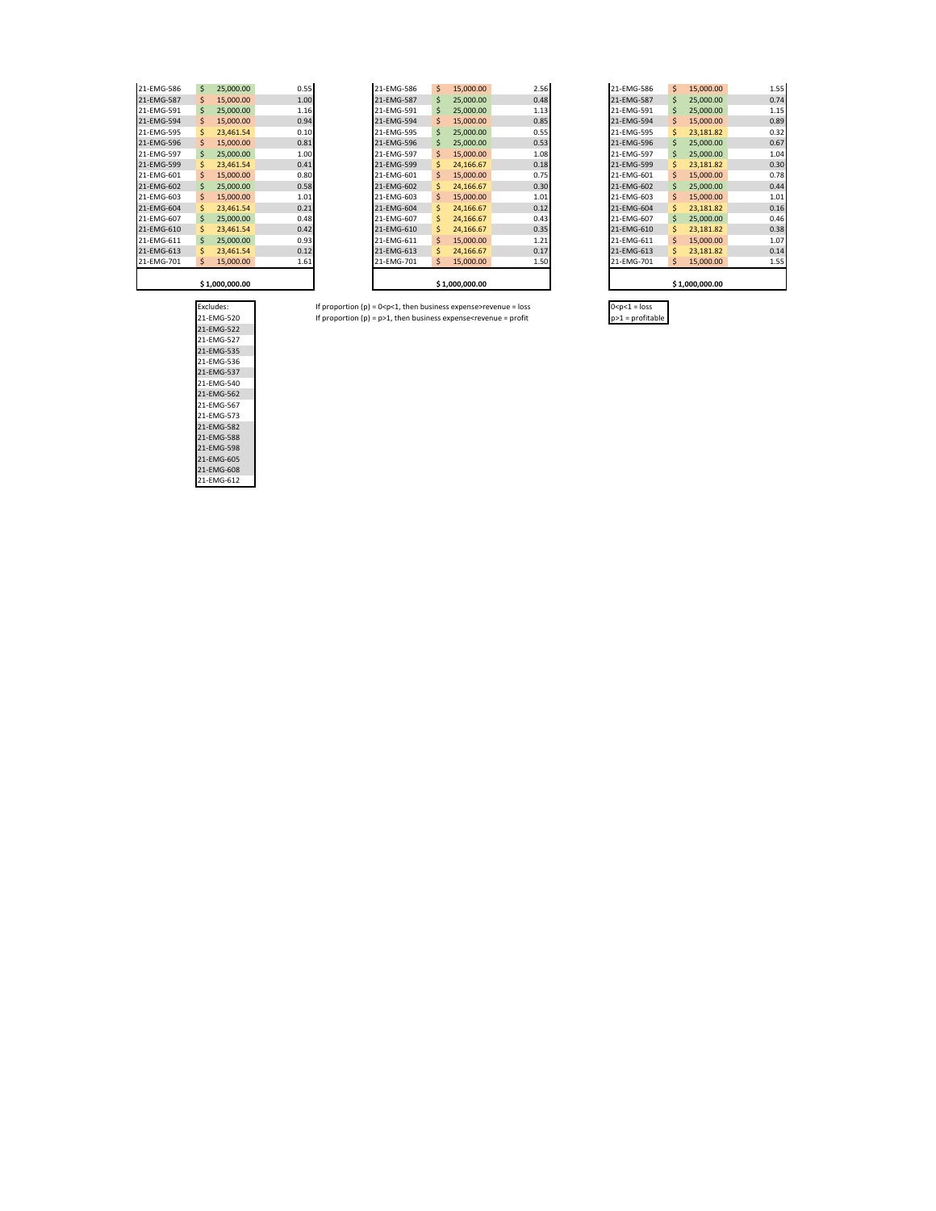| | | |
|---|---|---|
| 21-EMG-586 | $ 25,000.00 | 0.55 |
| 21-EMG-587 | $ 15,000.00 | 1.00 |
| 21-EMG-591 | $ 25,000.00 | 1.16 |
| 21-EMG-594 | $ 15,000.00 | 0.94 |
| 21-EMG-595 | $ 23,461.54 | 0.10 |
| 21-EMG-596 | $ 15,000.00 | 0.81 |
| 21-EMG-597 | $ 25,000.00 | 1.00 |
| 21-EMG-599 | $ 23,461.54 | 0.41 |
| 21-EMG-601 | $ 15,000.00 | 0.80 |
| 21-EMG-602 | $ 25,000.00 | 0.58 |
| 21-EMG-603 | $ 15,000.00 | 1.01 |
| 21-EMG-604 | $ 23,461.54 | 0.21 |
| 21-EMG-607 | $ 25,000.00 | 0.48 |
| 21-EMG-610 | $ 23,461.54 | 0.42 |
| 21-EMG-611 | $ 25,000.00 | 0.93 |
| 21-EMG-613 | $ 23,461.54 | 0.12 |
| 21-EMG-701 | $ 15,000.00 | 1.61 |
| | **$ 1,000,000.00** | |

| | | |
|---|---|---|
| 21-EMG-586 | $ 15,000.00 | 2.56 |
| 21-EMG-587 | $ 25,000.00 | 0.48 |
| 21-EMG-591 | $ 25,000.00 | 1.13 |
| 21-EMG-594 | $ 15,000.00 | 0.85 |
| 21-EMG-595 | $ 25,000.00 | 0.55 |
| 21-EMG-596 | $ 25,000.00 | 0.53 |
| 21-EMG-597 | $ 15,000.00 | 1.08 |
| 21-EMG-599 | $ 24,166.67 | 0.18 |
| 21-EMG-601 | $ 15,000.00 | 0.75 |
| 21-EMG-602 | $ 24,166.67 | 0.30 |
| 21-EMG-603 | $ 15,000.00 | 1.01 |
| 21-EMG-604 | $ 24,166.67 | 0.12 |
| 21-EMG-607 | $ 24,166.67 | 0.43 |
| 21-EMG-610 | $ 24,166.67 | 0.35 |
| 21-EMG-611 | $ 15,000.00 | 1.21 |
| 21-EMG-613 | $ 24,166.67 | 0.17 |
| 21-EMG-701 | $ 15,000.00 | 1.50 |
| | **$ 1,000,000.00** | |

| | | |
|---|---|---|
| 21-EMG-586 | $ 15,000.00 | 1.55 |
| 21-EMG-587 | $ 25,000.00 | 0.74 |
| 21-EMG-591 | $ 25,000.00 | 1.15 |
| 21-EMG-594 | $ 15,000.00 | 0.89 |
| 21-EMG-595 | $ 23,181.82 | 0.32 |
| 21-EMG-596 | $ 25,000.00 | 0.67 |
| 21-EMG-597 | $ 25,000.00 | 1.04 |
| 21-EMG-599 | $ 23,181.82 | 0.30 |
| 21-EMG-601 | $ 15,000.00 | 0.78 |
| 21-EMG-602 | $ 25,000.00 | 0.44 |
| 21-EMG-603 | $ 15,000.00 | 1.01 |
| 21-EMG-604 | $ 23,181.82 | 0.16 |
| 21-EMG-607 | $ 25,000.00 | 0.46 |
| 21-EMG-610 | $ 23,181.82 | 0.38 |
| 21-EMG-611 | $ 15,000.00 | 1.07 |
| 21-EMG-613 | $ 23,181.82 | 0.14 |
| 21-EMG-701 | $ 15,000.00 | 1.55 |
| | **$ 1,000,000.00** | |

| Excludes: |
|---|
| 21-EMG-520 |
| 21-EMG-522 |
| 21-EMG-527 |
| 21-EMG-535 |
| 21-EMG-536 |
| 21-EMG-537 |
| 21-EMG-540 |
| 21-EMG-562 |
| 21-EMG-567 |
| 21-EMG-573 |
| 21-EMG-582 |
| 21-EMG-588 |
| 21-EMG-598 |
| 21-EMG-605 |
| 21-EMG-608 |
| 21-EMG-612 |

If proportion (p) = 0<p<1, then business expense>revenue = loss

If proportion (p) = p>1, then business expense<revenue = profit

0<p<1 = loss

p>1 = profitable